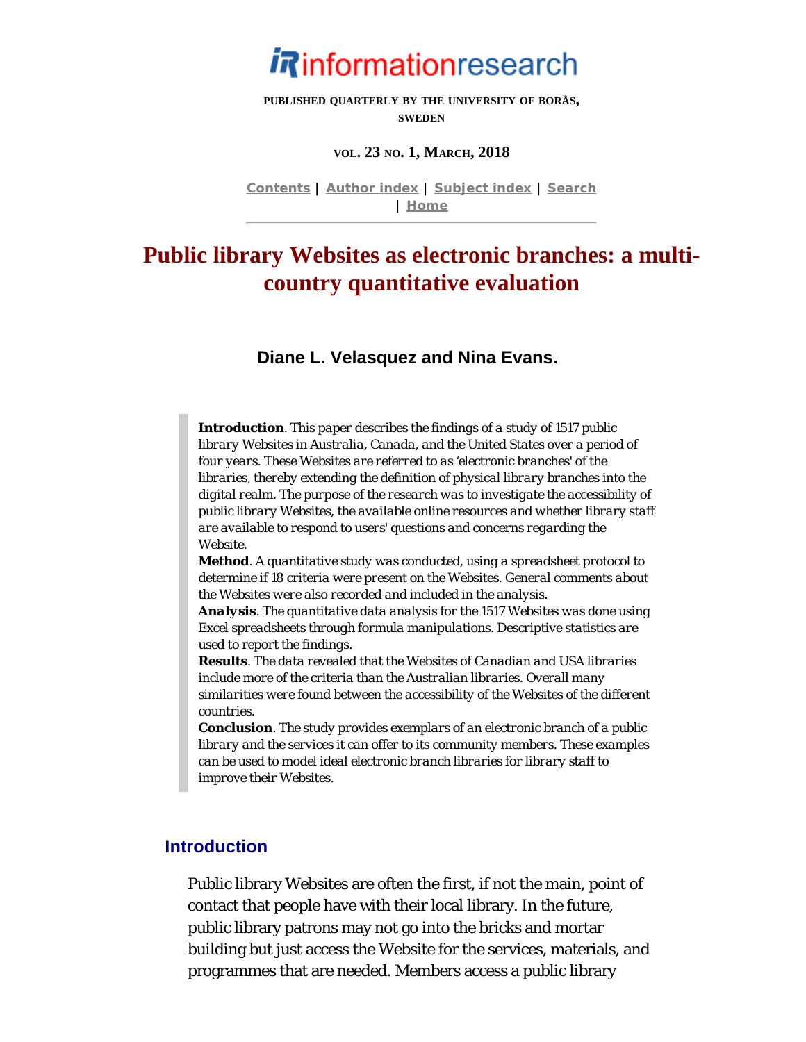# informationresearch

**PUBLISHED QUARTERLY BY THE UNIVERSITY OF BORÅS, SWEDEN**

**VOL. 23 NO. 1, MARCH, 2018**

Contents | Author index | Subject index | Search | Home

# Public library Websites as electronic branches: a multi-country quantitative evaluation

**Diane L. Velasquez and Nina Evans.**

> **Introduction**. This paper describes the findings of a study of 1517 public library Websites in Australia, Canada, and the United States over a period of four years. These Websites are referred to as 'electronic branches' of the libraries, thereby extending the definition of physical library branches into the digital realm. The purpose of the research was to investigate the accessibility of public library Websites, the available online resources and whether library staff are available to respond to users' questions and concerns regarding the Website.
> **Method**. A quantitative study was conducted, using a spreadsheet protocol to determine if 18 criteria were present on the Websites. General comments about the Websites were also recorded and included in the analysis.
> **Analysis**. The quantitative data analysis for the 1517 Websites was done using Excel spreadsheets through formula manipulations. Descriptive statistics are used to report the findings.
> **Results**. The data revealed that the Websites of Canadian and USA libraries include more of the criteria than the Australian libraries. Overall many similarities were found between the accessibility of the Websites of the different countries.
> **Conclusion**. The study provides exemplars of an electronic branch of a public library and the services it can offer to its community members. These examples can be used to model ideal electronic branch libraries for library staff to improve their Websites.

## Introduction

Public library Websites are often the first, if not the main, point of contact that people have with their local library. In the future, public library patrons may not go into the bricks and mortar building but just access the Website for the services, materials, and programmes that are needed. Members access a public library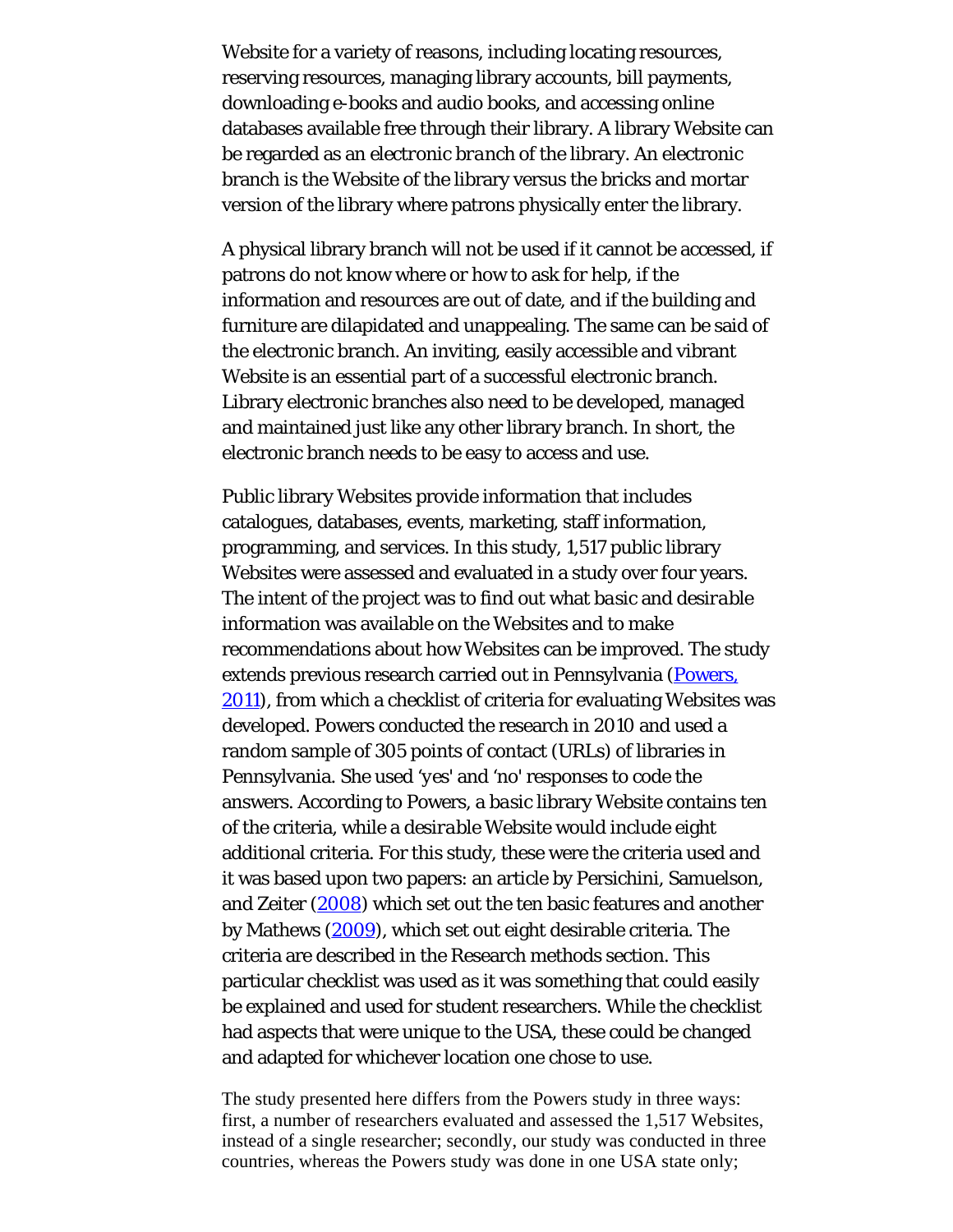Website for a variety of reasons, including locating resources, reserving resources, managing library accounts, bill payments, downloading e-books and audio books, and accessing online databases available free through their library. A library Website can be regarded as an *electronic branch* of the library. An electronic branch is the Website of the library versus the bricks and mortar version of the library where patrons physically enter the library.

A physical library branch will not be used if it cannot be accessed, if patrons do not know where or how to ask for help, if the information and resources are out of date, and if the building and furniture are dilapidated and unappealing. The same can be said of the electronic branch. An inviting, easily accessible and vibrant Website is an essential part of a successful electronic branch. Library electronic branches also need to be developed, managed and maintained just like any other library branch. In short, the electronic branch needs to be easy to access and use.

Public library Websites provide information that includes catalogues, databases, events, marketing, staff information, programming, and services. In this study, 1,517 public library Websites were assessed and evaluated in a study over four years. The intent of the project was to find out what *basic* and *desirable* information was available on the Websites and to make recommendations about how Websites can be improved. The study extends previous research carried out in Pennsylvania (Powers, 2011), from which a checklist of criteria for evaluating Websites was developed. Powers conducted the research in 2010 and used a random sample of 305 points of contact (URLs) of libraries in Pennsylvania. She used 'yes' and 'no' responses to code the answers. According to Powers, a *basic* library Website contains ten of the criteria, while a *desirable* Website would include eight additional criteria. For this study, these were the criteria used and it was based upon two papers: an article by Persichini, Samuelson, and Zeiter (2008) which set out the ten basic features and another by Mathews (2009), which set out eight desirable criteria. The criteria are described in the Research methods section. This particular checklist was used as it was something that could easily be explained and used for student researchers. While the checklist had aspects that were unique to the USA, these could be changed and adapted for whichever location one chose to use.

The study presented here differs from the Powers study in three ways: first, a number of researchers evaluated and assessed the 1,517 Websites, instead of a single researcher; secondly, our study was conducted in three countries, whereas the Powers study was done in one USA state only;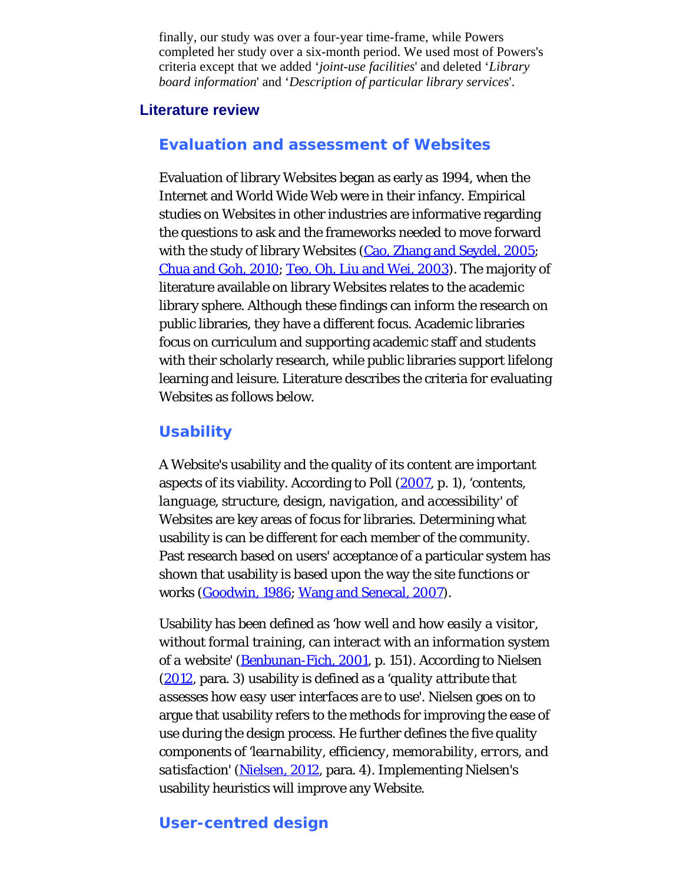finally, our study was over a four-year time-frame, while Powers completed her study over a six-month period. We used most of Powers's criteria except that we added '*joint-use facilities*' and deleted '*Library board information*' and '*Description of particular library services*'.

## Literature review

### Evaluation and assessment of Websites

Evaluation of library Websites began as early as 1994, when the Internet and World Wide Web were in their infancy. Empirical studies on Websites in other industries are informative regarding the questions to ask and the frameworks needed to move forward with the study of library Websites (Cao, Zhang and Seydel, 2005; Chua and Goh, 2010; Teo, Oh, Liu and Wei, 2003). The majority of literature available on library Websites relates to the academic library sphere. Although these findings can inform the research on public libraries, they have a different focus. Academic libraries focus on curriculum and supporting academic staff and students with their scholarly research, while public libraries support lifelong learning and leisure. Literature describes the criteria for evaluating Websites as follows below.

### Usability

A Website's usability and the quality of its content are important aspects of its viability. According to Poll (2007, p. 1), '*contents, language, structure, design, navigation, and accessibility*' of Websites are key areas of focus for libraries. Determining what usability is can be different for each member of the community. Past research based on users' acceptance of a particular system has shown that usability is based upon the way the site functions or works (Goodwin, 1986; Wang and Senecal, 2007).

Usability has been defined as '*how well and how easily a visitor, without formal training, can interact with an information system of a website*' (Benbunan-Fich, 2001, p. 151). According to Nielsen (2012, para. 3) usability is defined as a '*quality attribute that assesses how easy user interfaces are to use*'. Nielsen goes on to argue that usability refers to the methods for improving the ease of use during the design process. He further defines the five quality components of '*learnability, efficiency, memorability, errors, and satisfaction*' (Nielsen, 2012, para. 4). Implementing Nielsen's usability heuristics will improve any Website.

### User-centred design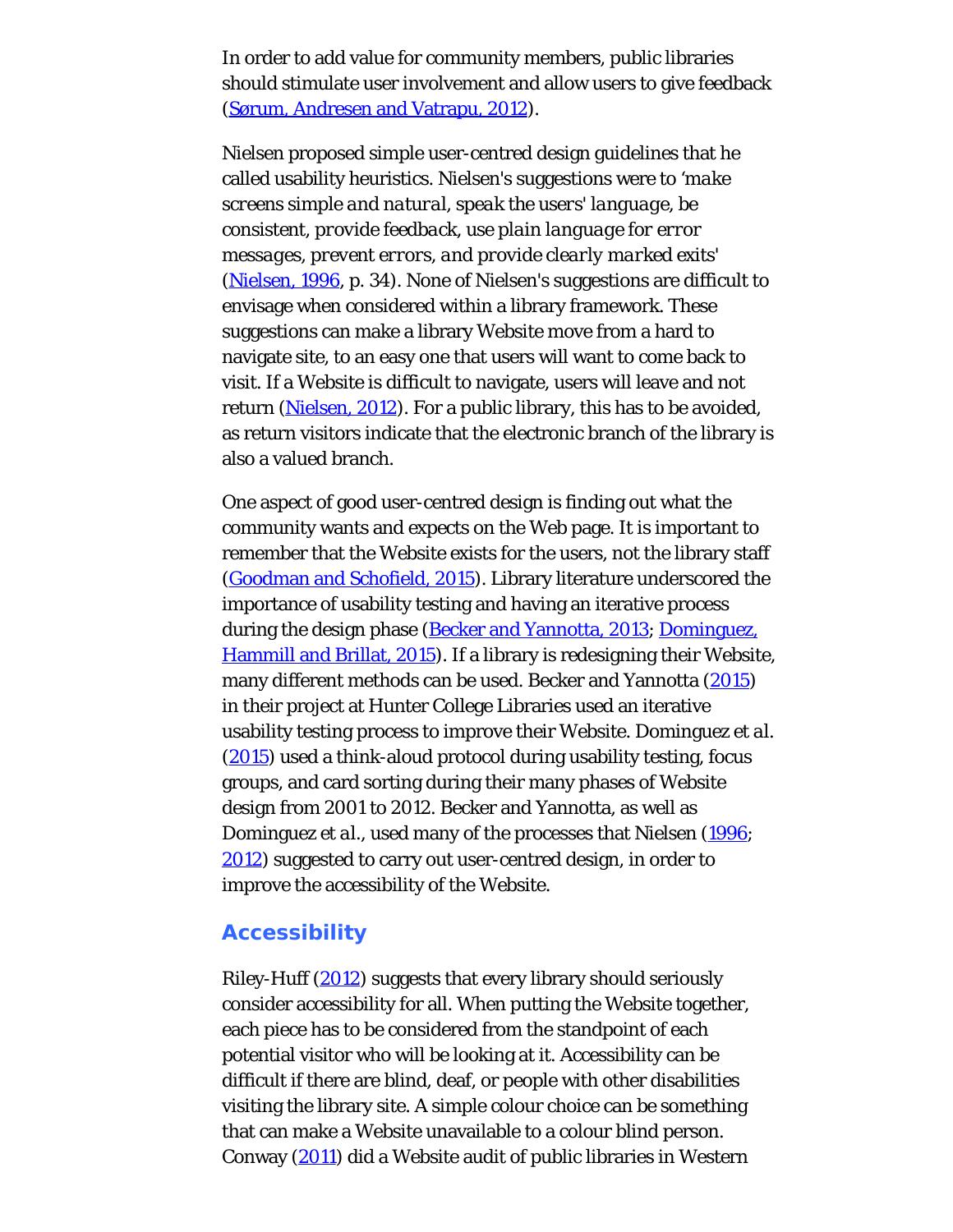In order to add value for community members, public libraries should stimulate user involvement and allow users to give feedback (Sørum, Andresen and Vatrapu, 2012).

Nielsen proposed simple user-centred design guidelines that he called usability heuristics. Nielsen's suggestions were to '*make screens simple and natural, speak the users' language, be consistent, provide feedback, use plain language for error messages, prevent errors, and provide clearly marked exits*' (Nielsen, 1996, p. 34). None of Nielsen's suggestions are difficult to envisage when considered within a library framework. These suggestions can make a library Website move from a hard to navigate site, to an easy one that users will want to come back to visit. If a Website is difficult to navigate, users will leave and not return (Nielsen, 2012). For a public library, this has to be avoided, as return visitors indicate that the electronic branch of the library is also a valued branch.

One aspect of good user-centred design is finding out what the community wants and expects on the Web page. It is important to remember that the Website exists for the users, not the library staff (Goodman and Schofield, 2015). Library literature underscored the importance of usability testing and having an iterative process during the design phase (Becker and Yannotta, 2013; Dominguez, Hammill and Brillat, 2015). If a library is redesigning their Website, many different methods can be used. Becker and Yannotta (2015) in their project at Hunter College Libraries used an iterative usability testing process to improve their Website. Dominguez *et al.* (2015) used a think-aloud protocol during usability testing, focus groups, and card sorting during their many phases of Website design from 2001 to 2012. Becker and Yannotta, as well as Dominguez *et al.*, used many of the processes that Nielsen (1996; 2012) suggested to carry out user-centred design, in order to improve the accessibility of the Website.

## Accessibility

Riley-Huff (2012) suggests that every library should seriously consider accessibility for all. When putting the Website together, each piece has to be considered from the standpoint of each potential visitor who will be looking at it. Accessibility can be difficult if there are blind, deaf, or people with other disabilities visiting the library site. A simple colour choice can be something that can make a Website unavailable to a colour blind person. Conway (2011) did a Website audit of public libraries in Western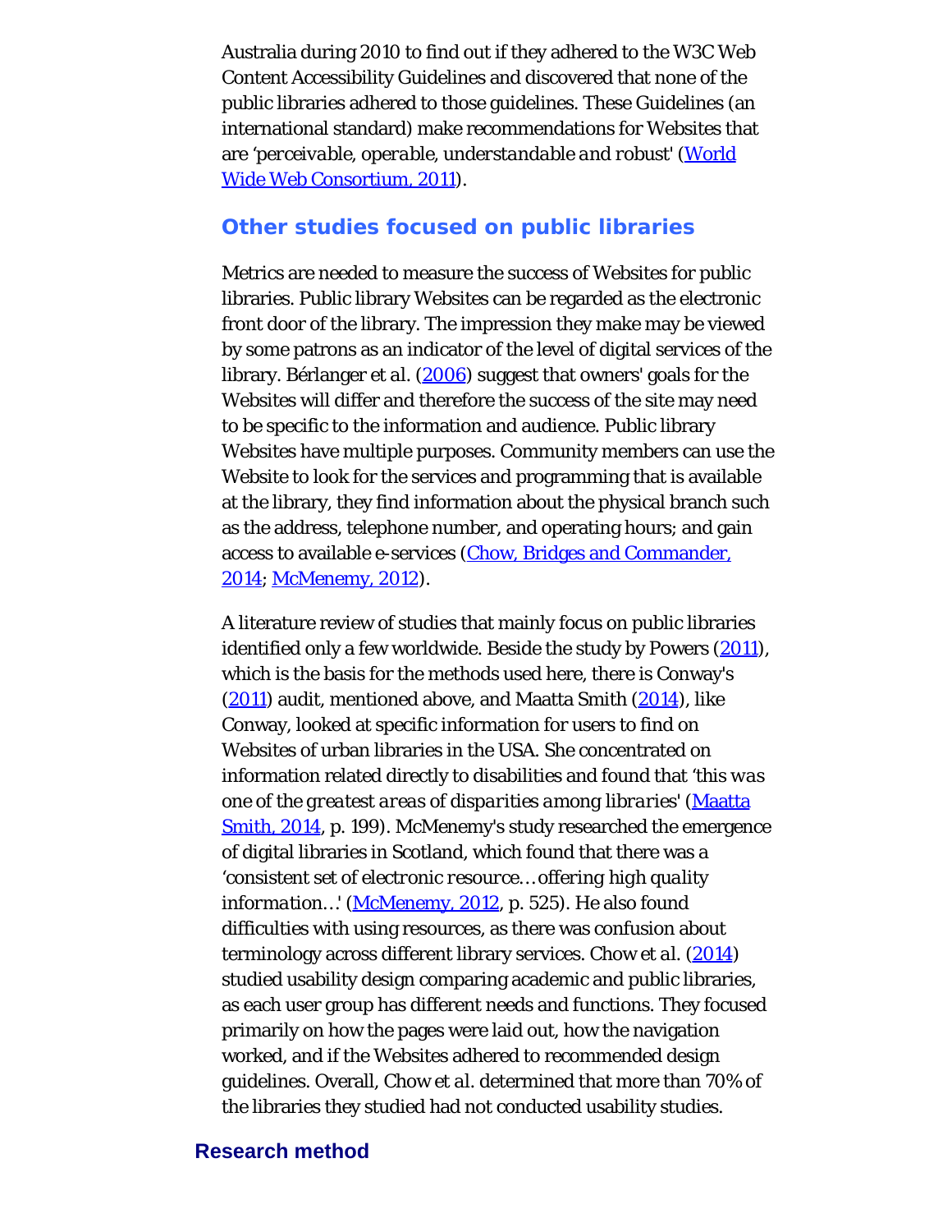Australia during 2010 to find out if they adhered to the W3C Web Content Accessibility Guidelines and discovered that none of the public libraries adhered to those guidelines. These Guidelines (an international standard) make recommendations for Websites that are *'perceivable, operable, understandable and robust'* (World Wide Web Consortium, 2011).

### Other studies focused on public libraries

Metrics are needed to measure the success of Websites for public libraries. Public library Websites can be regarded as the electronic front door of the library. The impression they make may be viewed by some patrons as an indicator of the level of digital services of the library. Bérlanger *et al.* (2006) suggest that owners' goals for the Websites will differ and therefore the success of the site may need to be specific to the information and audience. Public library Websites have multiple purposes. Community members can use the Website to look for the services and programming that is available at the library, they find information about the physical branch such as the address, telephone number, and operating hours; and gain access to available e-services (Chow, Bridges and Commander, 2014; McMenemy, 2012).

A literature review of studies that mainly focus on public libraries identified only a few worldwide. Beside the study by Powers (2011), which is the basis for the methods used here, there is Conway's (2011) audit, mentioned above, and Maatta Smith (2014), like Conway, looked at specific information for users to find on Websites of urban libraries in the USA. She concentrated on information related directly to disabilities and found that *'this was one of the greatest areas of disparities among libraries'* (Maatta Smith, 2014, p. 199). McMenemy's study researched the emergence of digital libraries in Scotland, which found that there was a *'consistent set of electronic resource…offering high quality information…'* (McMenemy, 2012, p. 525). He also found difficulties with using resources, as there was confusion about terminology across different library services. Chow *et al.* (2014) studied usability design comparing academic and public libraries, as each user group has different needs and functions. They focused primarily on how the pages were laid out, how the navigation worked, and if the Websites adhered to recommended design guidelines. Overall, Chow *et al.* determined that more than 70% of the libraries they studied had not conducted usability studies.

## Research method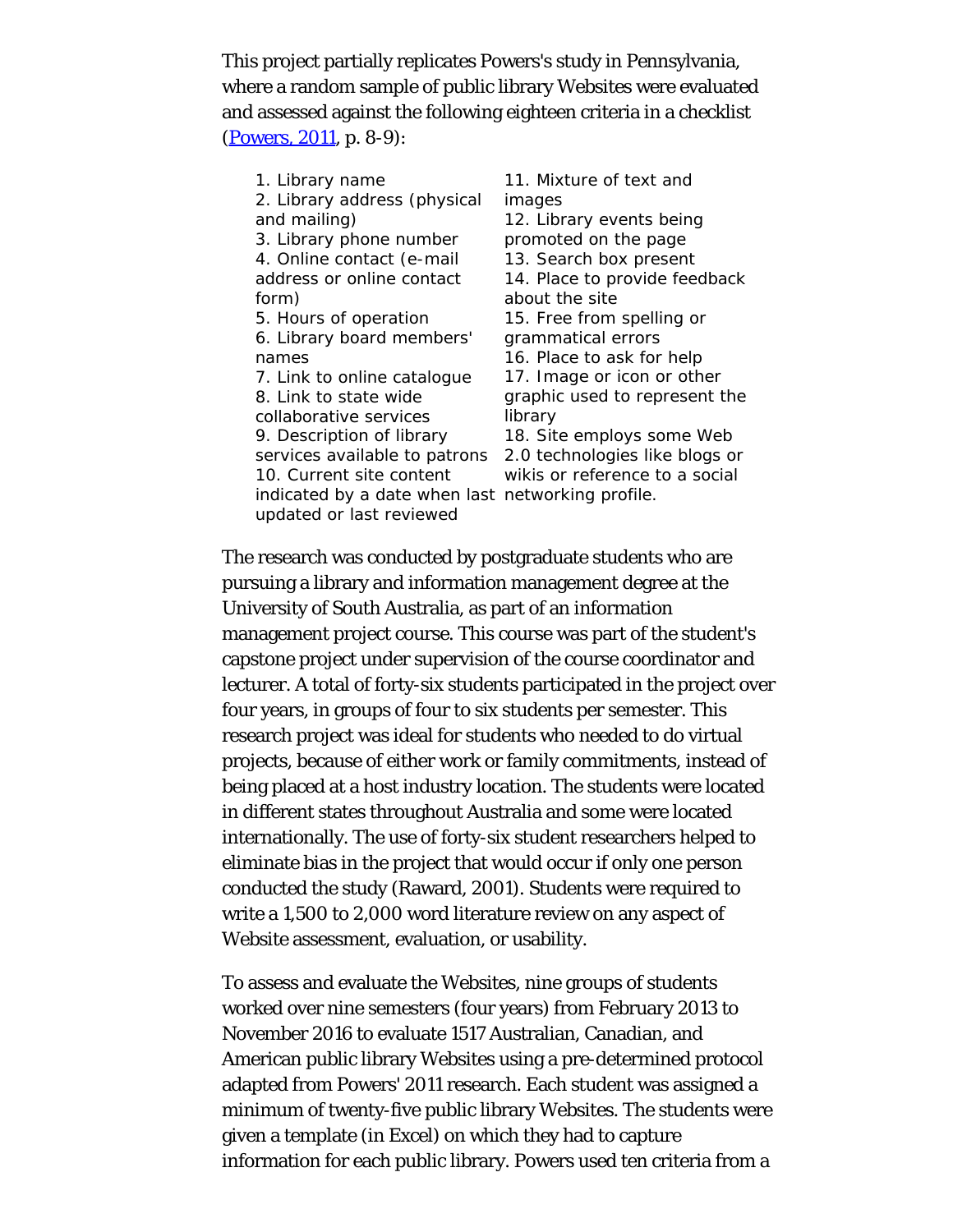This project partially replicates Powers's study in Pennsylvania, where a random sample of public library Websites were evaluated and assessed against the following eighteen criteria in a checklist (Powers, 2011, p. 8-9):

1. Library name
2. Library address (physical and mailing)
3. Library phone number
4. Online contact (e-mail address or online contact form)
5. Hours of operation
6. Library board members' names
7. Link to online catalogue
8. Link to state wide collaborative services
9. Description of library services available to patrons
10. Current site content indicated by a date when last updated or last reviewed
11. Mixture of text and images
12. Library events being promoted on the page
13. Search box present
14. Place to provide feedback about the site
15. Free from spelling or grammatical errors
16. Place to ask for help
17. Image or icon or other graphic used to represent the library
18. Site employs some Web 2.0 technologies like blogs or wikis or reference to a social networking profile.

The research was conducted by postgraduate students who are pursuing a library and information management degree at the University of South Australia, as part of an information management project course. This course was part of the student's capstone project under supervision of the course coordinator and lecturer. A total of forty-six students participated in the project over four years, in groups of four to six students per semester. This research project was ideal for students who needed to do virtual projects, because of either work or family commitments, instead of being placed at a host industry location. The students were located in different states throughout Australia and some were located internationally. The use of forty-six student researchers helped to eliminate bias in the project that would occur if only one person conducted the study (Raward, 2001). Students were required to write a 1,500 to 2,000 word literature review on any aspect of Website assessment, evaluation, or usability.

To assess and evaluate the Websites, nine groups of students worked over nine semesters (four years) from February 2013 to November 2016 to evaluate 1517 Australian, Canadian, and American public library Websites using a pre-determined protocol adapted from Powers' 2011 research. Each student was assigned a minimum of twenty-five public library Websites. The students were given a template (in Excel) on which they had to capture information for each public library. Powers used ten criteria from a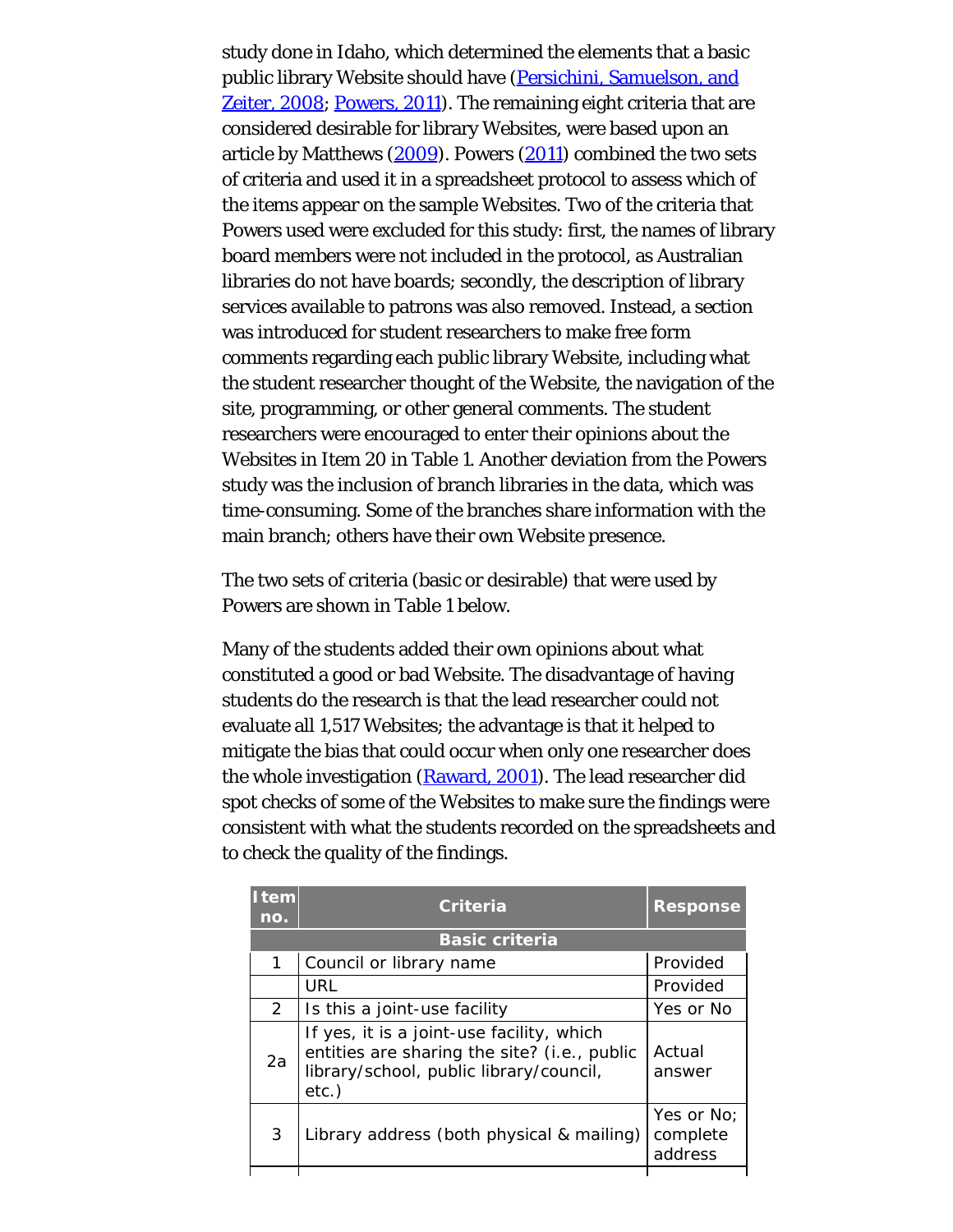study done in Idaho, which determined the elements that a basic public library Website should have (Persichini, Samuelson, and Zeiter, 2008; Powers, 2011). The remaining eight criteria that are considered desirable for library Websites, were based upon an article by Matthews (2009). Powers (2011) combined the two sets of criteria and used it in a spreadsheet protocol to assess which of the items appear on the sample Websites. Two of the criteria that Powers used were excluded for this study: first, the names of library board members were not included in the protocol, as Australian libraries do not have boards; secondly, the description of library services available to patrons was also removed. Instead, a section was introduced for student researchers to make free form comments regarding each public library Website, including what the student researcher thought of the Website, the navigation of the site, programming, or other general comments. The student researchers were encouraged to enter their opinions about the Websites in Item 20 in Table 1. Another deviation from the Powers study was the inclusion of branch libraries in the data, which was time-consuming. Some of the branches share information with the main branch; others have their own Website presence.

The two sets of criteria (basic or desirable) that were used by Powers are shown in Table 1 below.

Many of the students added their own opinions about what constituted a good or bad Website. The disadvantage of having students do the research is that the lead researcher could not evaluate all 1,517 Websites; the advantage is that it helped to mitigate the bias that could occur when only one researcher does the whole investigation (Raward, 2001). The lead researcher did spot checks of some of the Websites to make sure the findings were consistent with what the students recorded on the spreadsheets and to check the quality of the findings.

| Item no. | Criteria | Response |
|---|---|---|
| **Basic criteria** | | |
| 1 | Council or library name | Provided |
| | URL | Provided |
| 2 | Is this a joint-use facility | Yes or No |
| 2a | If yes, it is a joint-use facility, which entities are sharing the site? (i.e., public library/school, public library/council, etc.) | Actual answer |
| 3 | Library address (both physical & mailing) | Yes or No; complete address |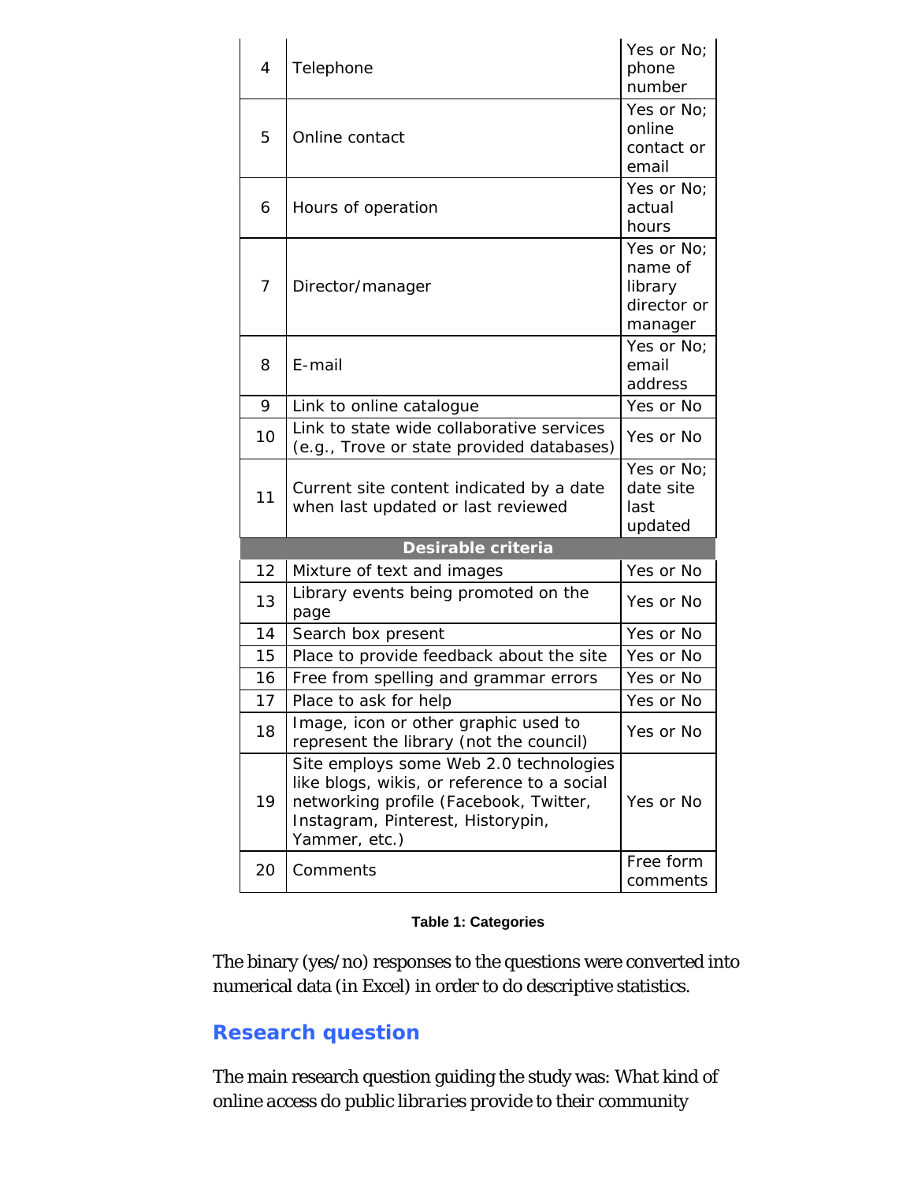| | | |
|---|---|---|
| 4 | Telephone | Yes or No; phone number |
| 5 | Online contact | Yes or No; online contact or email |
| 6 | Hours of operation | Yes or No; actual hours |
| 7 | Director/manager | Yes or No; name of library director or manager |
| 8 | E-mail | Yes or No; email address |
| 9 | Link to online catalogue | Yes or No |
| 10 | Link to state wide collaborative services (e.g., Trove or state provided databases) | Yes or No |
| 11 | Current site content indicated by a date when last updated or last reviewed | Yes or No; date site last updated |
| **Desirable criteria** | | |
| 12 | Mixture of text and images | Yes or No |
| 13 | Library events being promoted on the page | Yes or No |
| 14 | Search box present | Yes or No |
| 15 | Place to provide feedback about the site | Yes or No |
| 16 | Free from spelling and grammar errors | Yes or No |
| 17 | Place to ask for help | Yes or No |
| 18 | Image, icon or other graphic used to represent the library (not the council) | Yes or No |
| 19 | Site employs some Web 2.0 technologies like blogs, wikis, or reference to a social networking profile (Facebook, Twitter, Instagram, Pinterest, Historypin, Yammer, etc.) | Yes or No |
| 20 | Comments | Free form comments |

**Table 1: Categories**

The binary (yes/no) responses to the questions were converted into numerical data (in Excel) in order to do descriptive statistics.

## Research question

The main research question guiding the study was: *What kind of online access do public libraries provide to their community*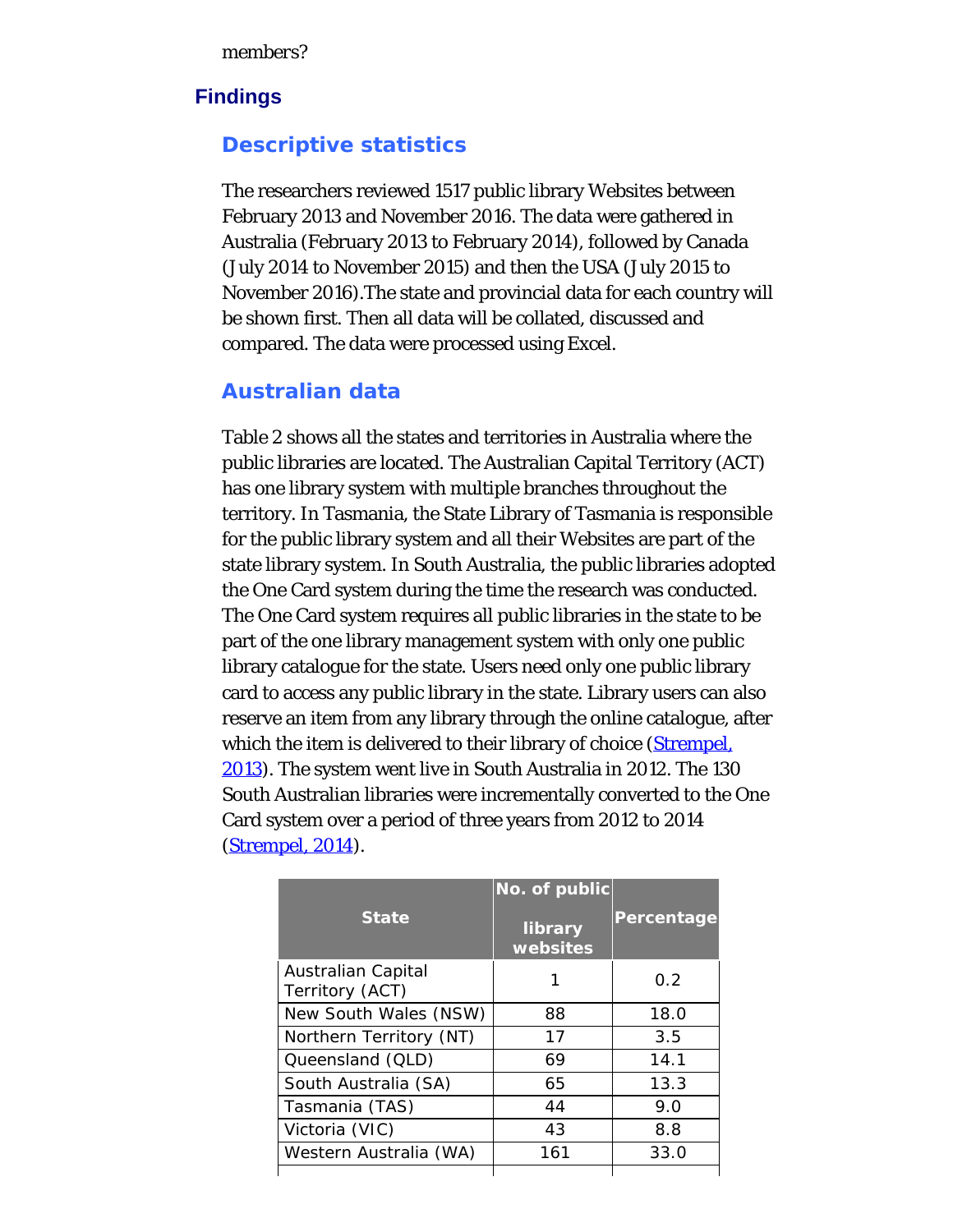members?

## Findings

### Descriptive statistics

The researchers reviewed 1517 public library Websites between February 2013 and November 2016. The data were gathered in Australia (February 2013 to February 2014), followed by Canada (July 2014 to November 2015) and then the USA (July 2015 to November 2016).The state and provincial data for each country will be shown first. Then all data will be collated, discussed and compared. The data were processed using Excel.

### Australian data

Table 2 shows all the states and territories in Australia where the public libraries are located. The Australian Capital Territory (ACT) has one library system with multiple branches throughout the territory. In Tasmania, the State Library of Tasmania is responsible for the public library system and all their Websites are part of the state library system. In South Australia, the public libraries adopted the One Card system during the time the research was conducted. The One Card system requires all public libraries in the state to be part of the one library management system with only one public library catalogue for the state. Users need only one public library card to access any public library in the state. Library users can also reserve an item from any library through the online catalogue, after which the item is delivered to their library of choice (Strempel, 2013). The system went live in South Australia in 2012. The 130 South Australian libraries were incrementally converted to the One Card system over a period of three years from 2012 to 2014 (Strempel, 2014).

| State | No. of public library websites | Percentage |
|---|---|---|
| Australian Capital Territory (ACT) | 1 | 0.2 |
| New South Wales (NSW) | 88 | 18.0 |
| Northern Territory (NT) | 17 | 3.5 |
| Queensland (QLD) | 69 | 14.1 |
| South Australia (SA) | 65 | 13.3 |
| Tasmania (TAS) | 44 | 9.0 |
| Victoria (VIC) | 43 | 8.8 |
| Western Australia (WA) | 161 | 33.0 |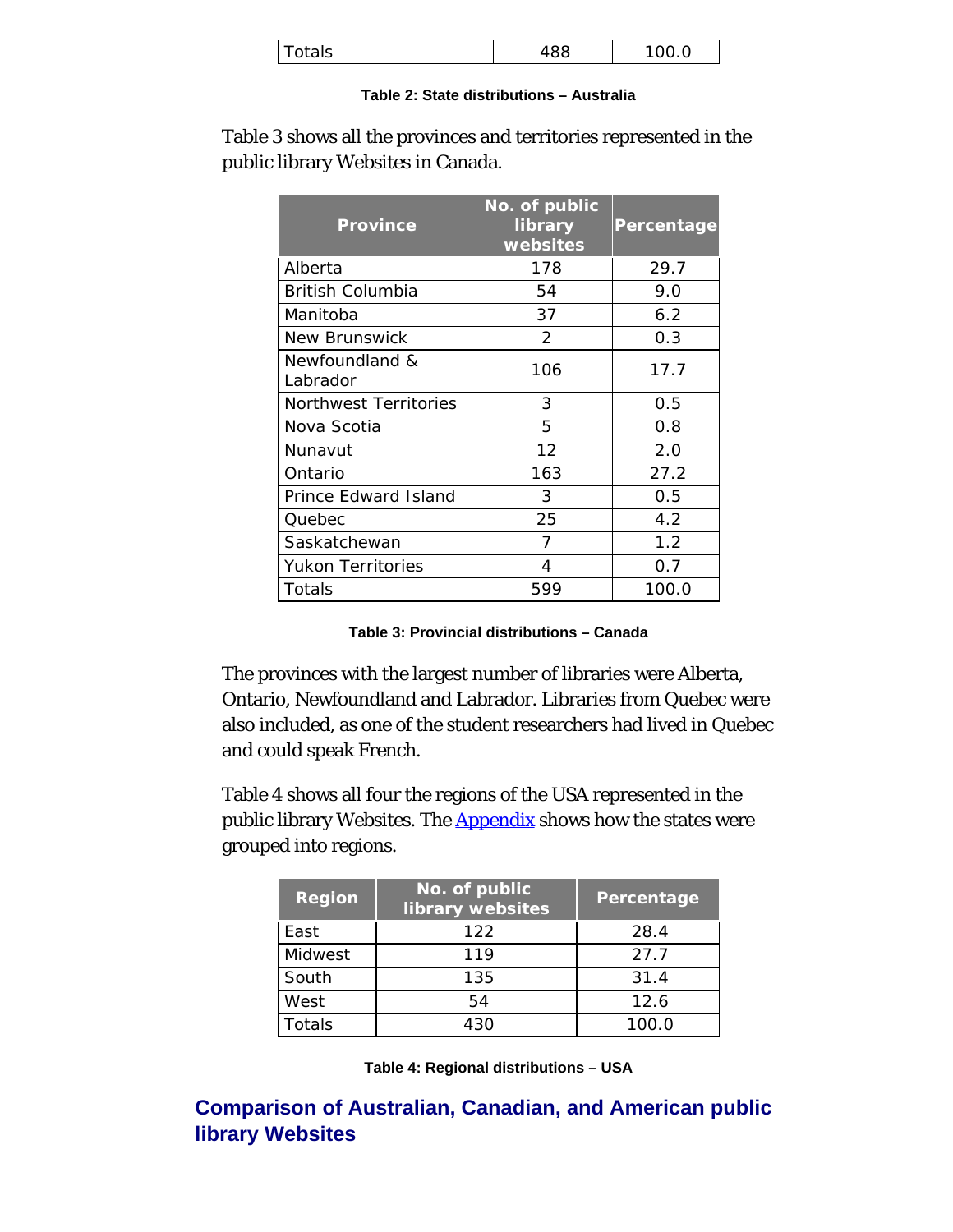| Totals | 488 | 100.0 |
|---|---|---|

**Table 2: State distributions – Australia**

Table 3 shows all the provinces and territories represented in the public library Websites in Canada.

| Province | No. of public library websites | Percentage |
|---|---|---|
| Alberta | 178 | 29.7 |
| British Columbia | 54 | 9.0 |
| Manitoba | 37 | 6.2 |
| New Brunswick | 2 | 0.3 |
| Newfoundland & Labrador | 106 | 17.7 |
| Northwest Territories | 3 | 0.5 |
| Nova Scotia | 5 | 0.8 |
| Nunavut | 12 | 2.0 |
| Ontario | 163 | 27.2 |
| Prince Edward Island | 3 | 0.5 |
| Quebec | 25 | 4.2 |
| Saskatchewan | 7 | 1.2 |
| Yukon Territories | 4 | 0.7 |
| Totals | 599 | 100.0 |

**Table 3: Provincial distributions – Canada**

The provinces with the largest number of libraries were Alberta, Ontario, Newfoundland and Labrador. Libraries from Quebec were also included, as one of the student researchers had lived in Quebec and could speak French.

Table 4 shows all four the regions of the USA represented in the public library Websites. The Appendix shows how the states were grouped into regions.

| Region | No. of public library websites | Percentage |
|---|---|---|
| East | 122 | 28.4 |
| Midwest | 119 | 27.7 |
| South | 135 | 31.4 |
| West | 54 | 12.6 |
| Totals | 430 | 100.0 |

**Table 4: Regional distributions – USA**

## Comparison of Australian, Canadian, and American public library Websites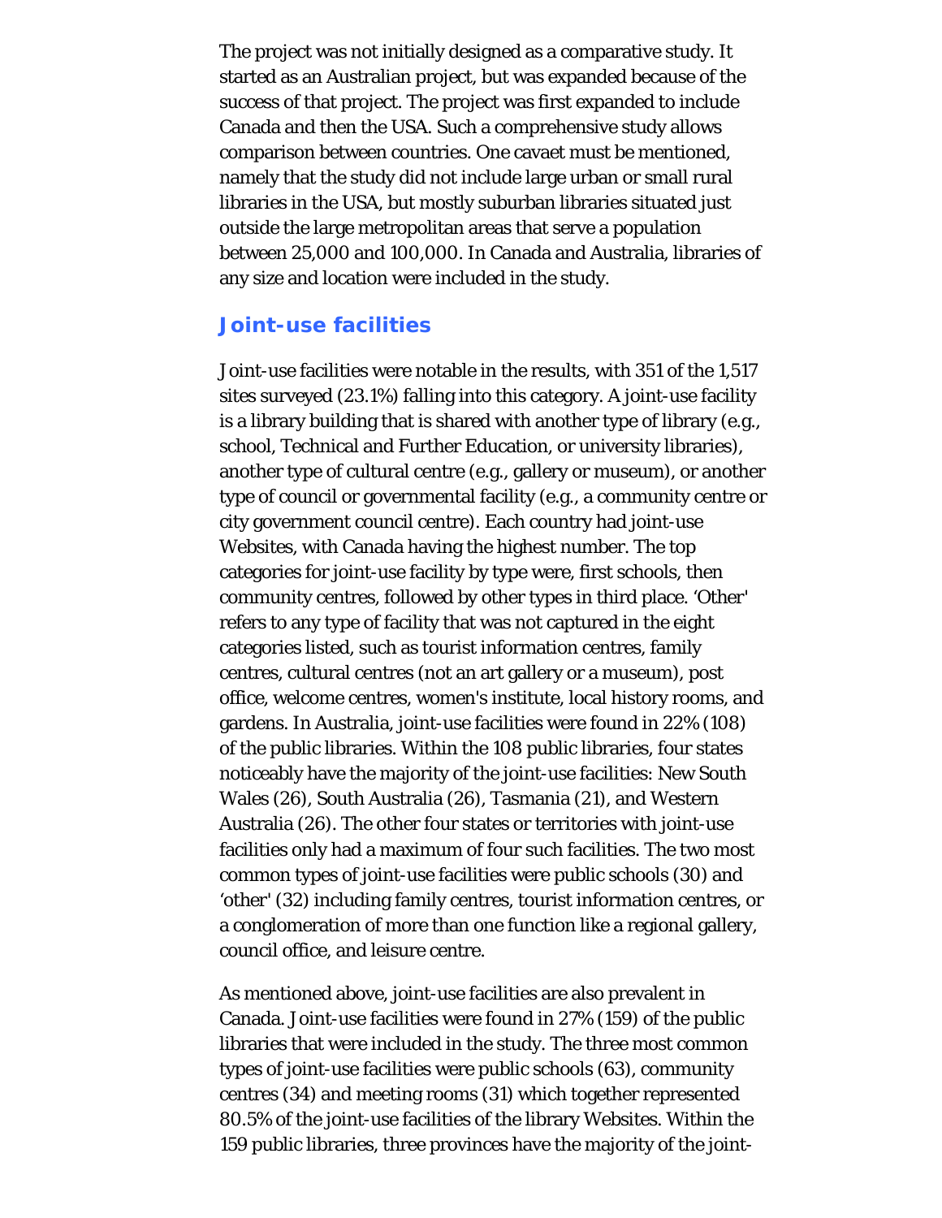The project was not initially designed as a comparative study. It started as an Australian project, but was expanded because of the success of that project. The project was first expanded to include Canada and then the USA. Such a comprehensive study allows comparison between countries. One cavaet must be mentioned, namely that the study did not include large urban or small rural libraries in the USA, but mostly suburban libraries situated just outside the large metropolitan areas that serve a population between 25,000 and 100,000. In Canada and Australia, libraries of any size and location were included in the study.

## Joint-use facilities

Joint-use facilities were notable in the results, with 351 of the 1,517 sites surveyed (23.1%) falling into this category. A joint-use facility is a library building that is shared with another type of library (e.g., school, Technical and Further Education, or university libraries), another type of cultural centre (e.g., gallery or museum), or another type of council or governmental facility (e.g., a community centre or city government council centre). Each country had joint-use Websites, with Canada having the highest number. The top categories for joint-use facility by type were, first schools, then community centres, followed by other types in third place. 'Other' refers to any type of facility that was not captured in the eight categories listed, such as tourist information centres, family centres, cultural centres (not an art gallery or a museum), post office, welcome centres, women's institute, local history rooms, and gardens. In Australia, joint-use facilities were found in 22% (108) of the public libraries. Within the 108 public libraries, four states noticeably have the majority of the joint-use facilities: New South Wales (26), South Australia (26), Tasmania (21), and Western Australia (26). The other four states or territories with joint-use facilities only had a maximum of four such facilities. The two most common types of joint-use facilities were public schools (30) and 'other' (32) including family centres, tourist information centres, or a conglomeration of more than one function like a regional gallery, council office, and leisure centre.

As mentioned above, joint-use facilities are also prevalent in Canada. Joint-use facilities were found in 27% (159) of the public libraries that were included in the study. The three most common types of joint-use facilities were public schools (63), community centres (34) and meeting rooms (31) which together represented 80.5% of the joint-use facilities of the library Websites. Within the 159 public libraries, three provinces have the majority of the joint-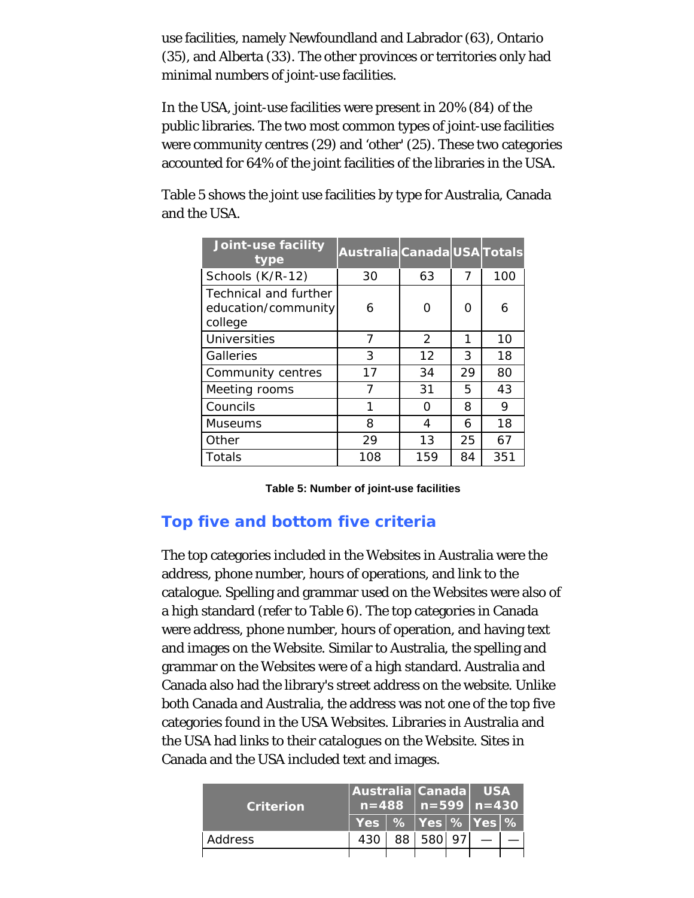use facilities, namely Newfoundland and Labrador (63), Ontario (35), and Alberta (33). The other provinces or territories only had minimal numbers of joint-use facilities.

In the USA, joint-use facilities were present in 20% (84) of the public libraries. The two most common types of joint-use facilities were community centres (29) and 'other' (25). These two categories accounted for 64% of the joint facilities of the libraries in the USA.

Table 5 shows the joint use facilities by type for Australia, Canada and the USA.

| Joint-use facility type | Australia | Canada | USA | Totals |
|---|---|---|---|---|
| Schools (K/R-12) | 30 | 63 | 7 | 100 |
| Technical and further education/community college | 6 | 0 | 0 | 6 |
| Universities | 7 | 2 | 1 | 10 |
| Galleries | 3 | 12 | 3 | 18 |
| Community centres | 17 | 34 | 29 | 80 |
| Meeting rooms | 7 | 31 | 5 | 43 |
| Councils | 1 | 0 | 8 | 9 |
| Museums | 8 | 4 | 6 | 18 |
| Other | 29 | 13 | 25 | 67 |
| Totals | 108 | 159 | 84 | 351 |

**Table 5: Number of joint-use facilities**

## Top five and bottom five criteria

The top categories included in the Websites in Australia were the address, phone number, hours of operations, and link to the catalogue. Spelling and grammar used on the Websites were also of a high standard (refer to Table 6). The top categories in Canada were address, phone number, hours of operation, and having text and images on the Website. Similar to Australia, the spelling and grammar on the Websites were of a high standard. Australia and Canada also had the library's street address on the website. Unlike both Canada and Australia, the address was not one of the top five categories found in the USA Websites. Libraries in Australia and the USA had links to their catalogues on the Website. Sites in Canada and the USA included text and images.

| Criterion | Australia n=488 | | Canada n=599 | | USA n=430 | |
|---|---|---|---|---|---|---|
| | Yes | % | Yes | % | Yes | % |
| Address | 430 | 88 | 580 | 97 | — | — |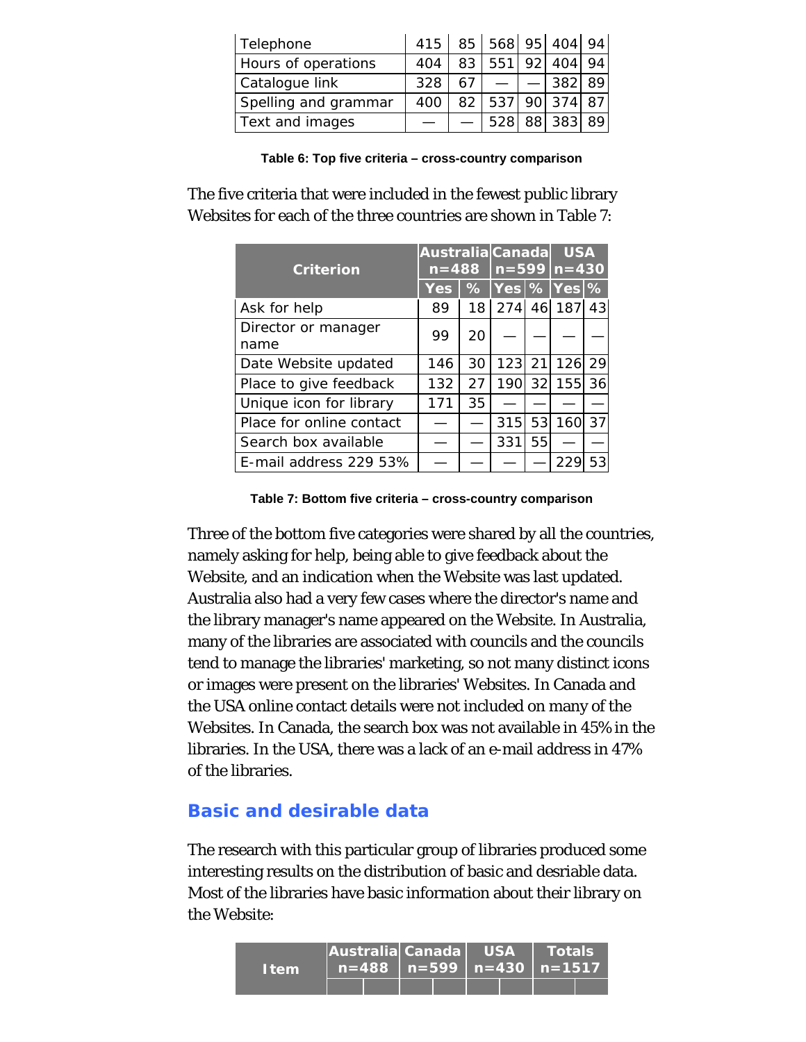| | | | | | | |
|---|---|---|---|---|---|---|
| Telephone | 415 | 85 | 568 | 95 | 404 | 94 |
| Hours of operations | 404 | 83 | 551 | 92 | 404 | 94 |
| Catalogue link | 328 | 67 | — | — | 382 | 89 |
| Spelling and grammar | 400 | 82 | 537 | 90 | 374 | 87 |
| Text and images | — | — | 528 | 88 | 383 | 89 |

**Table 6: Top five criteria – cross-country comparison**

The five criteria that were included in the fewest public library Websites for each of the three countries are shown in Table 7:

| Criterion | Australia n=488 | | Canada n=599 | | USA n=430 | |
|---|---|---|---|---|---|---|
| | Yes | % | Yes | % | Yes | % |
| Ask for help | 89 | 18 | 274 | 46 | 187 | 43 |
| Director or manager name | 99 | 20 | — | — | — | — |
| Date Website updated | 146 | 30 | 123 | 21 | 126 | 29 |
| Place to give feedback | 132 | 27 | 190 | 32 | 155 | 36 |
| Unique icon for library | 171 | 35 | — | — | — | — |
| Place for online contact | — | — | 315 | 53 | 160 | 37 |
| Search box available | — | — | 331 | 55 | — | — |
| E-mail address 229 53% | — | — | — | — | 229 | 53 |

**Table 7: Bottom five criteria – cross-country comparison**

Three of the bottom five categories were shared by all the countries, namely asking for help, being able to give feedback about the Website, and an indication when the Website was last updated. Australia also had a very few cases where the director's name and the library manager's name appeared on the Website. In Australia, many of the libraries are associated with councils and the councils tend to manage the libraries' marketing, so not many distinct icons or images were present on the libraries' Websites. In Canada and the USA online contact details were not included on many of the Websites. In Canada, the search box was not available in 45% in the libraries. In the USA, there was a lack of an e-mail address in 47% of the libraries.

## Basic and desirable data

The research with this particular group of libraries produced some interesting results on the distribution of basic and desriable data. Most of the libraries have basic information about their library on the Website:

| Item | Australia n=488 | | Canada n=599 | | USA n=430 | | Totals n=1517 | |
|---|---|---|---|---|---|---|---|---|
| | | | | | | | | |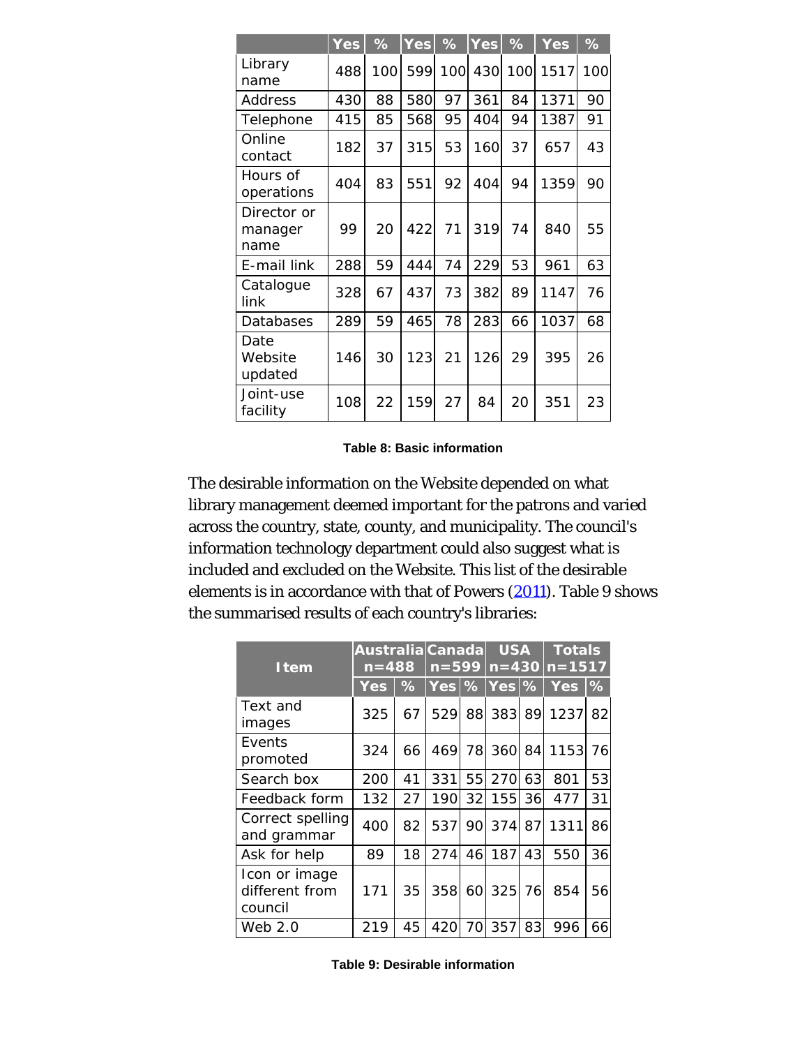| | Yes | % | Yes | % | Yes | % | Yes | % |
|---|---|---|---|---|---|---|---|---|
| Library name | 488 | 100 | 599 | 100 | 430 | 100 | 1517 | 100 |
| Address | 430 | 88 | 580 | 97 | 361 | 84 | 1371 | 90 |
| Telephone | 415 | 85 | 568 | 95 | 404 | 94 | 1387 | 91 |
| Online contact | 182 | 37 | 315 | 53 | 160 | 37 | 657 | 43 |
| Hours of operations | 404 | 83 | 551 | 92 | 404 | 94 | 1359 | 90 |
| Director or manager name | 99 | 20 | 422 | 71 | 319 | 74 | 840 | 55 |
| E-mail link | 288 | 59 | 444 | 74 | 229 | 53 | 961 | 63 |
| Catalogue link | 328 | 67 | 437 | 73 | 382 | 89 | 1147 | 76 |
| Databases | 289 | 59 | 465 | 78 | 283 | 66 | 1037 | 68 |
| Date Website updated | 146 | 30 | 123 | 21 | 126 | 29 | 395 | 26 |
| Joint-use facility | 108 | 22 | 159 | 27 | 84 | 20 | 351 | 23 |

**Table 8: Basic information**

The desirable information on the Website depended on what library management deemed important for the patrons and varied across the country, state, county, and municipality. The council's information technology department could also suggest what is included and excluded on the Website. This list of the desirable elements is in accordance with that of Powers (2011). Table 9 shows the summarised results of each country's libraries:

| Item | Australia n=488 | | Canada n=599 | | USA n=430 | | Totals n=1517 | |
|---|---|---|---|---|---|---|---|---|
| | Yes | % | Yes | % | Yes | % | Yes | % |
| Text and images | 325 | 67 | 529 | 88 | 383 | 89 | 1237 | 82 |
| Events promoted | 324 | 66 | 469 | 78 | 360 | 84 | 1153 | 76 |
| Search box | 200 | 41 | 331 | 55 | 270 | 63 | 801 | 53 |
| Feedback form | 132 | 27 | 190 | 32 | 155 | 36 | 477 | 31 |
| Correct spelling and grammar | 400 | 82 | 537 | 90 | 374 | 87 | 1311 | 86 |
| Ask for help | 89 | 18 | 274 | 46 | 187 | 43 | 550 | 36 |
| Icon or image different from council | 171 | 35 | 358 | 60 | 325 | 76 | 854 | 56 |
| Web 2.0 | 219 | 45 | 420 | 70 | 357 | 83 | 996 | 66 |

**Table 9: Desirable information**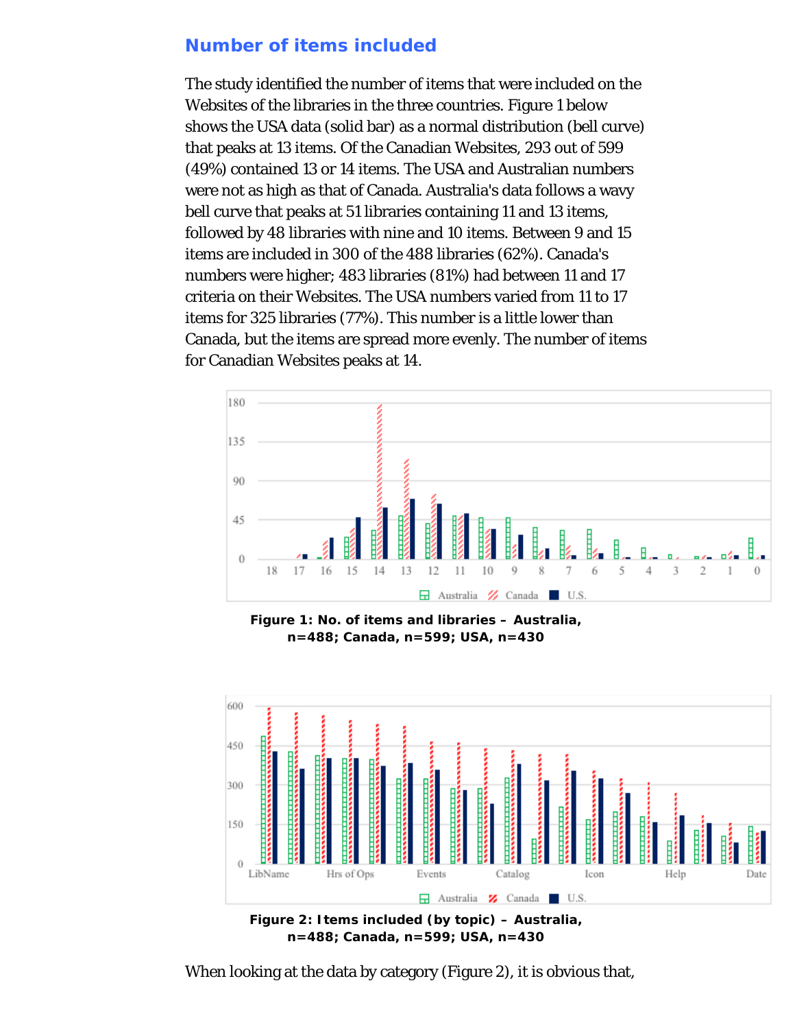## Number of items included

The study identified the number of items that were included on the Websites of the libraries in the three countries. Figure 1 below shows the USA data (solid bar) as a normal distribution (bell curve) that peaks at 13 items. Of the Canadian Websites, 293 out of 599 (49%) contained 13 or 14 items. The USA and Australian numbers were not as high as that of Canada. Australia's data follows a wavy bell curve that peaks at 51 libraries containing 11 and 13 items, followed by 48 libraries with nine and 10 items. Between 9 and 15 items are included in 300 of the 488 libraries (62%). Canada's numbers were higher; 483 libraries (81%) had between 11 and 17 criteria on their Websites. The USA numbers varied from 11 to 17 items for 325 libraries (77%). This number is a little lower than Canada, but the items are spread more evenly. The number of items for Canadian Websites peaks at 14.

**Figure 1: No. of items and libraries – Australia, n=488; Canada, n=599; USA, n=430**

**Figure 2: Items included (by topic) – Australia, n=488; Canada, n=599; USA, n=430**

When looking at the data by category (Figure 2), it is obvious that,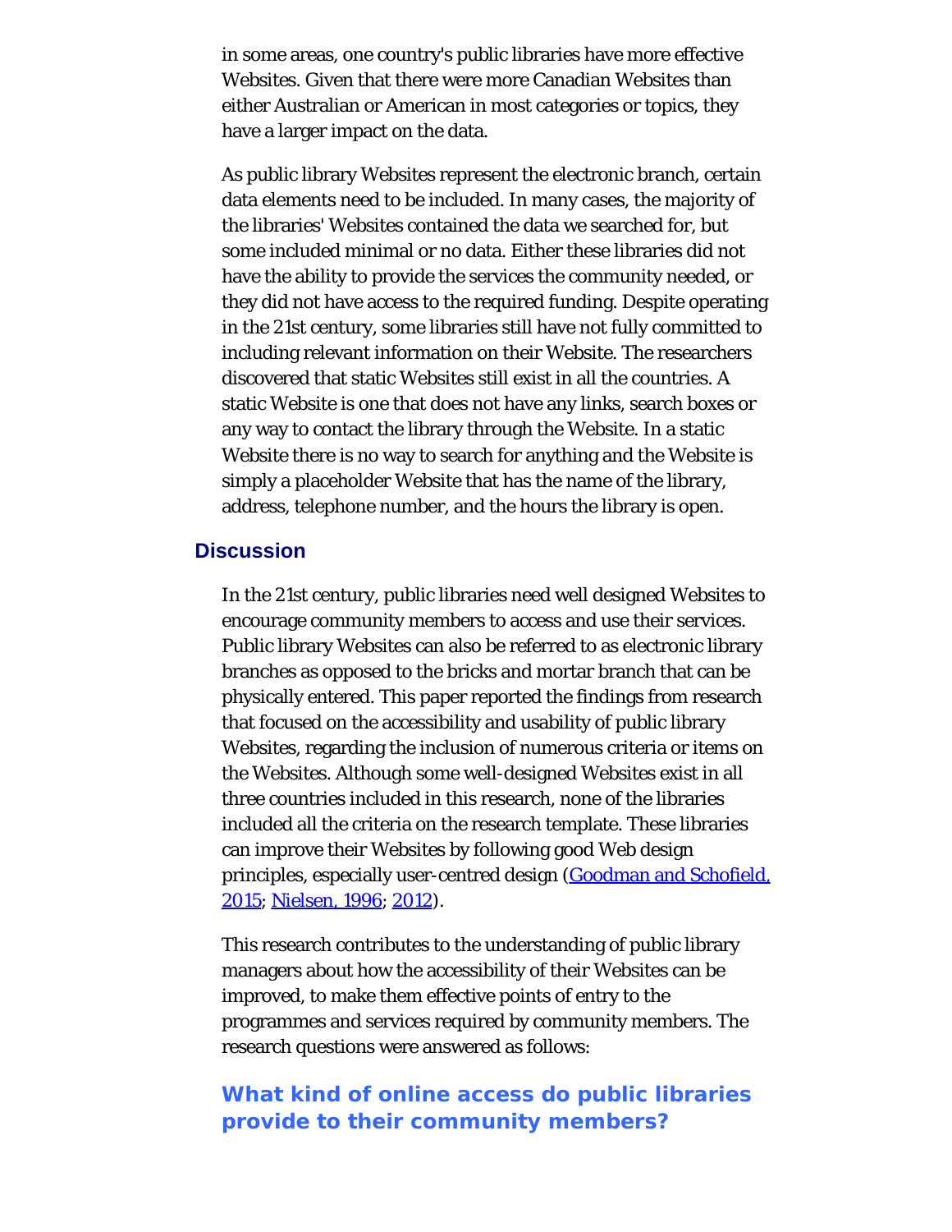in some areas, one country's public libraries have more effective Websites. Given that there were more Canadian Websites than either Australian or American in most categories or topics, they have a larger impact on the data.

As public library Websites represent the electronic branch, certain data elements need to be included. In many cases, the majority of the libraries' Websites contained the data we searched for, but some included minimal or no data. Either these libraries did not have the ability to provide the services the community needed, or they did not have access to the required funding. Despite operating in the 21st century, some libraries still have not fully committed to including relevant information on their Website. The researchers discovered that static Websites still exist in all the countries. A static Website is one that does not have any links, search boxes or any way to contact the library through the Website. In a static Website there is no way to search for anything and the Website is simply a placeholder Website that has the name of the library, address, telephone number, and the hours the library is open.

## Discussion

In the 21st century, public libraries need well designed Websites to encourage community members to access and use their services. Public library Websites can also be referred to as electronic library branches as opposed to the bricks and mortar branch that can be physically entered. This paper reported the findings from research that focused on the accessibility and usability of public library Websites, regarding the inclusion of numerous criteria or items on the Websites. Although some well-designed Websites exist in all three countries included in this research, none of the libraries included all the criteria on the research template. These libraries can improve their Websites by following good Web design principles, especially user-centred design (Goodman and Schofield, 2015; Nielsen, 1996; 2012).

This research contributes to the understanding of public library managers about how the accessibility of their Websites can be improved, to make them effective points of entry to the programmes and services required by community members. The research questions were answered as follows:

### What kind of online access do public libraries provide to their community members?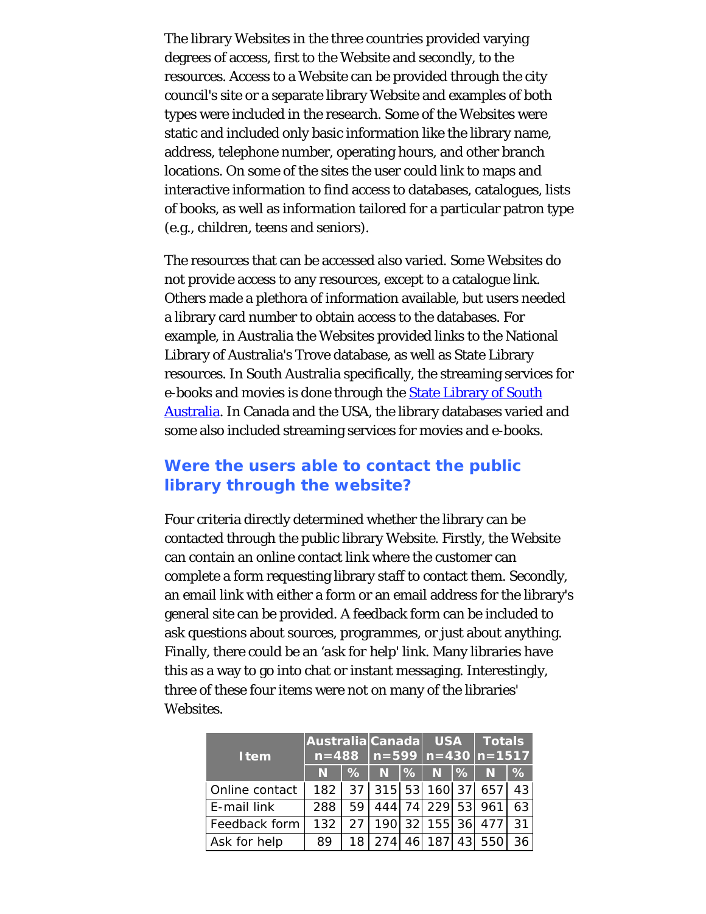The library Websites in the three countries provided varying degrees of access, first to the Website and secondly, to the resources. Access to a Website can be provided through the city council's site or a separate library Website and examples of both types were included in the research. Some of the Websites were static and included only basic information like the library name, address, telephone number, operating hours, and other branch locations. On some of the sites the user could link to maps and interactive information to find access to databases, catalogues, lists of books, as well as information tailored for a particular patron type (e.g., children, teens and seniors).

The resources that can be accessed also varied. Some Websites do not provide access to any resources, except to a catalogue link. Others made a plethora of information available, but users needed a library card number to obtain access to the databases. For example, in Australia the Websites provided links to the National Library of Australia's Trove database, as well as State Library resources. In South Australia specifically, the streaming services for e-books and movies is done through the State Library of South Australia. In Canada and the USA, the library databases varied and some also included streaming services for movies and e-books.

## Were the users able to contact the public library through the website?

Four criteria directly determined whether the library can be contacted through the public library Website. Firstly, the Website can contain an online contact link where the customer can complete a form requesting library staff to contact them. Secondly, an email link with either a form or an email address for the library's general site can be provided. A feedback form can be included to ask questions about sources, programmes, or just about anything. Finally, there could be an 'ask for help' link. Many libraries have this as a way to go into chat or instant messaging. Interestingly, three of these four items were not on many of the libraries' Websites.

| Item | Australia n=488 | | Canada n=599 | | USA n=430 | | Totals n=1517 | |
|---|---|---|---|---|---|---|---|---|
| | N | % | N | % | N | % | N | % |
| Online contact | 182 | 37 | 315 | 53 | 160 | 37 | 657 | 43 |
| E-mail link | 288 | 59 | 444 | 74 | 229 | 53 | 961 | 63 |
| Feedback form | 132 | 27 | 190 | 32 | 155 | 36 | 477 | 31 |
| Ask for help | 89 | 18 | 274 | 46 | 187 | 43 | 550 | 36 |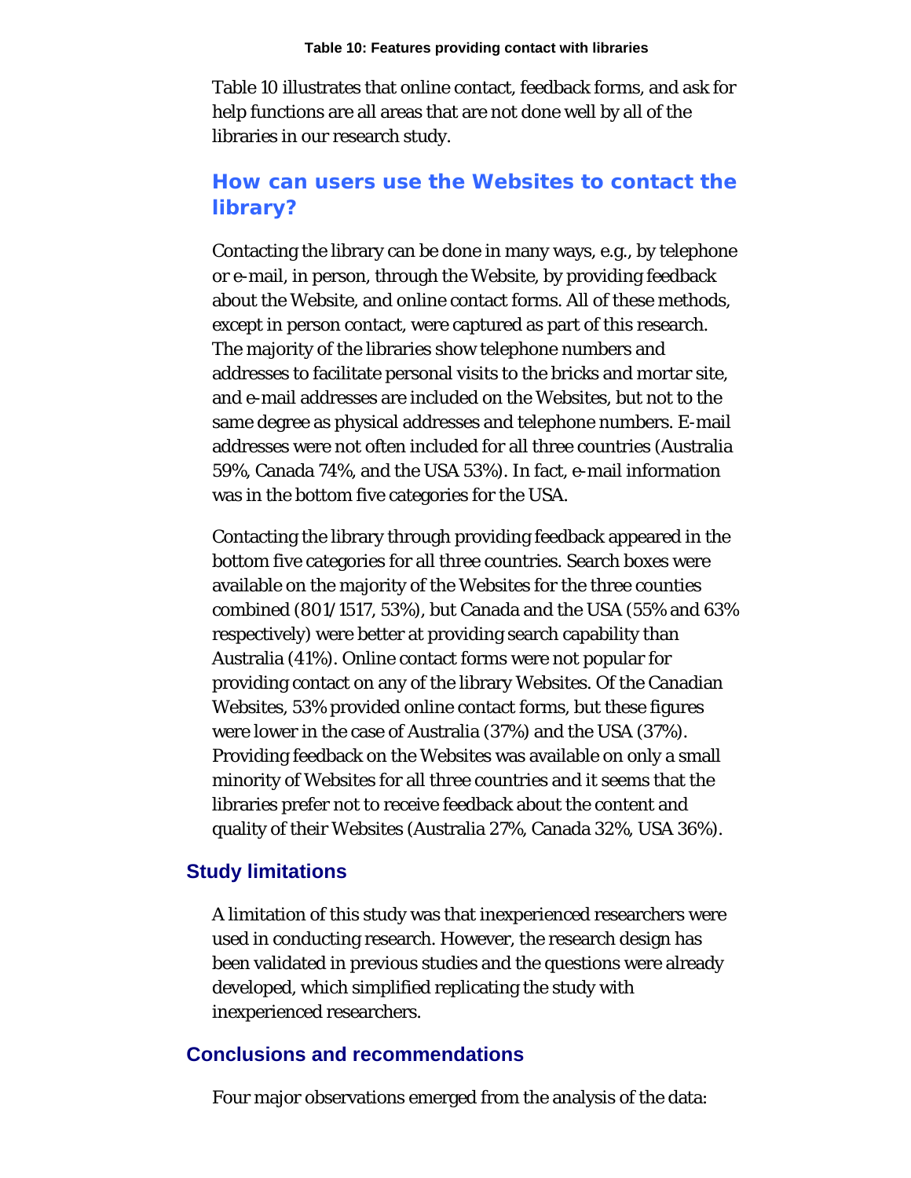**Table 10: Features providing contact with libraries**

Table 10 illustrates that online contact, feedback forms, and ask for help functions are all areas that are not done well by all of the libraries in our research study.

### How can users use the Websites to contact the library?

Contacting the library can be done in many ways, e.g., by telephone or e-mail, in person, through the Website, by providing feedback about the Website, and online contact forms. All of these methods, except in person contact, were captured as part of this research. The majority of the libraries show telephone numbers and addresses to facilitate personal visits to the bricks and mortar site, and e-mail addresses are included on the Websites, but not to the same degree as physical addresses and telephone numbers. E-mail addresses were not often included for all three countries (Australia 59%, Canada 74%, and the USA 53%). In fact, e-mail information was in the bottom five categories for the USA.

Contacting the library through providing feedback appeared in the bottom five categories for all three countries. Search boxes were available on the majority of the Websites for the three counties combined (801/1517, 53%), but Canada and the USA (55% and 63% respectively) were better at providing search capability than Australia (41%). Online contact forms were not popular for providing contact on any of the library Websites. Of the Canadian Websites, 53% provided online contact forms, but these figures were lower in the case of Australia (37%) and the USA (37%). Providing feedback on the Websites was available on only a small minority of Websites for all three countries and it seems that the libraries prefer not to receive feedback about the content and quality of their Websites (Australia 27%, Canada 32%, USA 36%).

## Study limitations

A limitation of this study was that inexperienced researchers were used in conducting research. However, the research design has been validated in previous studies and the questions were already developed, which simplified replicating the study with inexperienced researchers.

## Conclusions and recommendations

Four major observations emerged from the analysis of the data: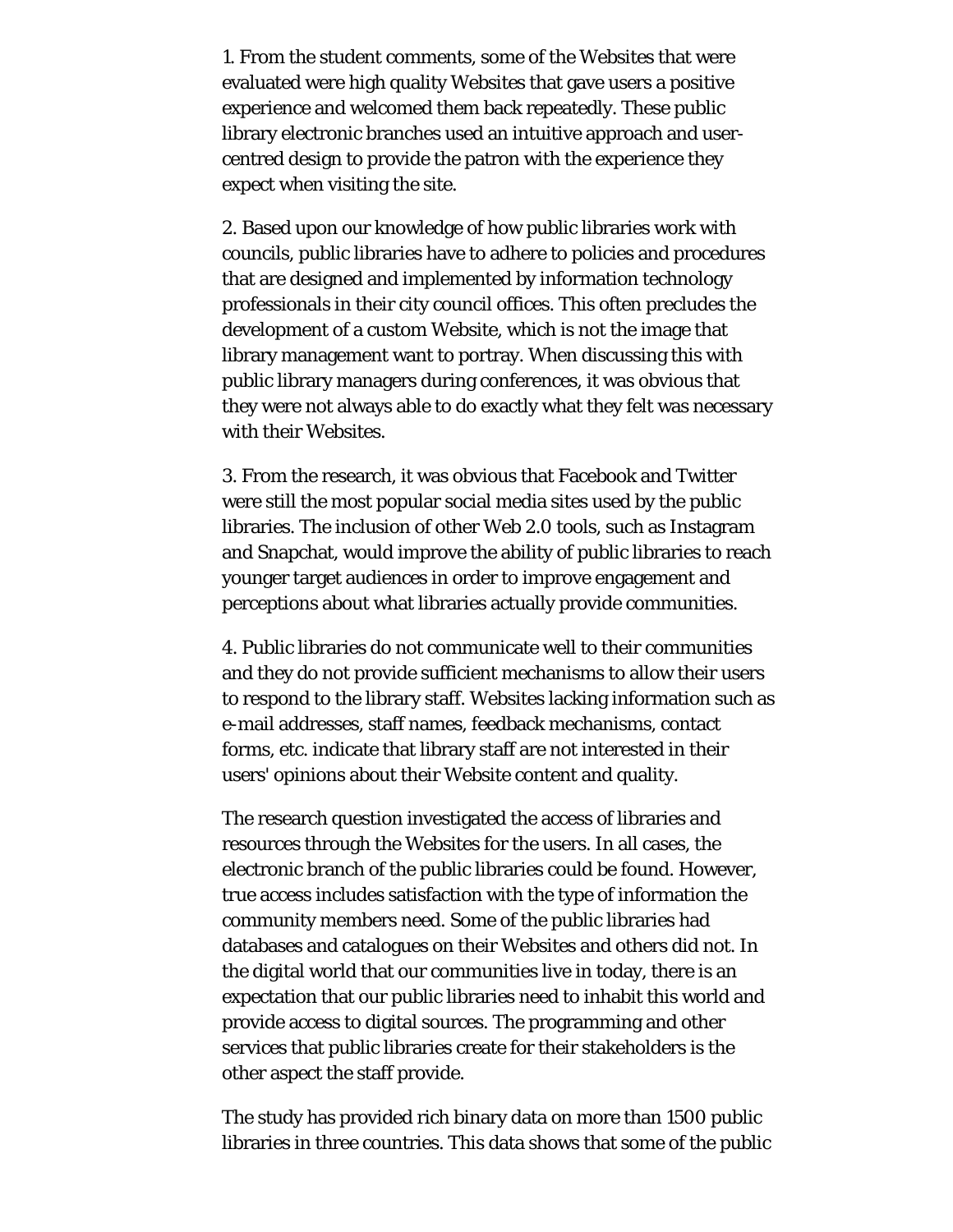1. From the student comments, some of the Websites that were evaluated were high quality Websites that gave users a positive experience and welcomed them back repeatedly. These public library electronic branches used an intuitive approach and user-centred design to provide the patron with the experience they expect when visiting the site.

2. Based upon our knowledge of how public libraries work with councils, public libraries have to adhere to policies and procedures that are designed and implemented by information technology professionals in their city council offices. This often precludes the development of a custom Website, which is not the image that library management want to portray. When discussing this with public library managers during conferences, it was obvious that they were not always able to do exactly what they felt was necessary with their Websites.

3. From the research, it was obvious that Facebook and Twitter were still the most popular social media sites used by the public libraries. The inclusion of other Web 2.0 tools, such as Instagram and Snapchat, would improve the ability of public libraries to reach younger target audiences in order to improve engagement and perceptions about what libraries actually provide communities.

4. Public libraries do not communicate well to their communities and they do not provide sufficient mechanisms to allow their users to respond to the library staff. Websites lacking information such as e-mail addresses, staff names, feedback mechanisms, contact forms, etc. indicate that library staff are not interested in their users' opinions about their Website content and quality.

The research question investigated the access of libraries and resources through the Websites for the users. In all cases, the electronic branch of the public libraries could be found. However, true access includes satisfaction with the type of information the community members need. Some of the public libraries had databases and catalogues on their Websites and others did not. In the digital world that our communities live in today, there is an expectation that our public libraries need to inhabit this world and provide access to digital sources. The programming and other services that public libraries create for their stakeholders is the other aspect the staff provide.

The study has provided rich binary data on more than 1500 public libraries in three countries. This data shows that some of the public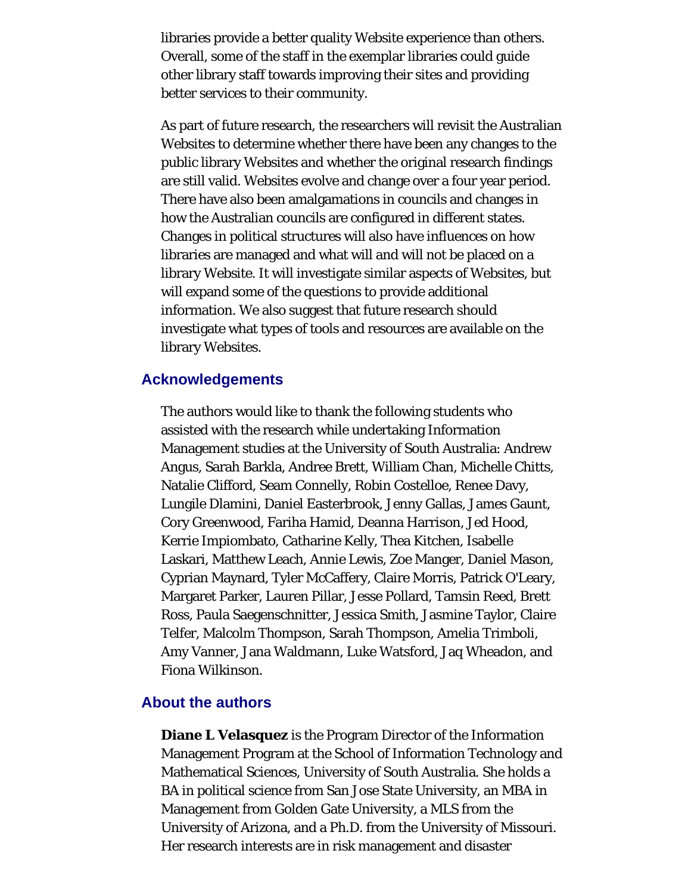libraries provide a better quality Website experience than others. Overall, some of the staff in the exemplar libraries could guide other library staff towards improving their sites and providing better services to their community.

As part of future research, the researchers will revisit the Australian Websites to determine whether there have been any changes to the public library Websites and whether the original research findings are still valid. Websites evolve and change over a four year period. There have also been amalgamations in councils and changes in how the Australian councils are configured in different states. Changes in political structures will also have influences on how libraries are managed and what will and will not be placed on a library Website. It will investigate similar aspects of Websites, but will expand some of the questions to provide additional information. We also suggest that future research should investigate what types of tools and resources are available on the library Websites.

## Acknowledgements

The authors would like to thank the following students who assisted with the research while undertaking Information Management studies at the University of South Australia: Andrew Angus, Sarah Barkla, Andree Brett, William Chan, Michelle Chitts, Natalie Clifford, Seam Connelly, Robin Costelloe, Renee Davy, Lungile Dlamini, Daniel Easterbrook, Jenny Gallas, James Gaunt, Cory Greenwood, Fariha Hamid, Deanna Harrison, Jed Hood, Kerrie Impiombato, Catharine Kelly, Thea Kitchen, Isabelle Laskari, Matthew Leach, Annie Lewis, Zoe Manger, Daniel Mason, Cyprian Maynard, Tyler McCaffery, Claire Morris, Patrick O'Leary, Margaret Parker, Lauren Pillar, Jesse Pollard, Tamsin Reed, Brett Ross, Paula Saegenschnitter, Jessica Smith, Jasmine Taylor, Claire Telfer, Malcolm Thompson, Sarah Thompson, Amelia Trimboli, Amy Vanner, Jana Waldmann, Luke Watsford, Jaq Wheadon, and Fiona Wilkinson.

## About the authors

**Diane L Velasquez** is the Program Director of the Information Management Program at the School of Information Technology and Mathematical Sciences, University of South Australia. She holds a BA in political science from San Jose State University, an MBA in Management from Golden Gate University, a MLS from the University of Arizona, and a Ph.D. from the University of Missouri. Her research interests are in risk management and disaster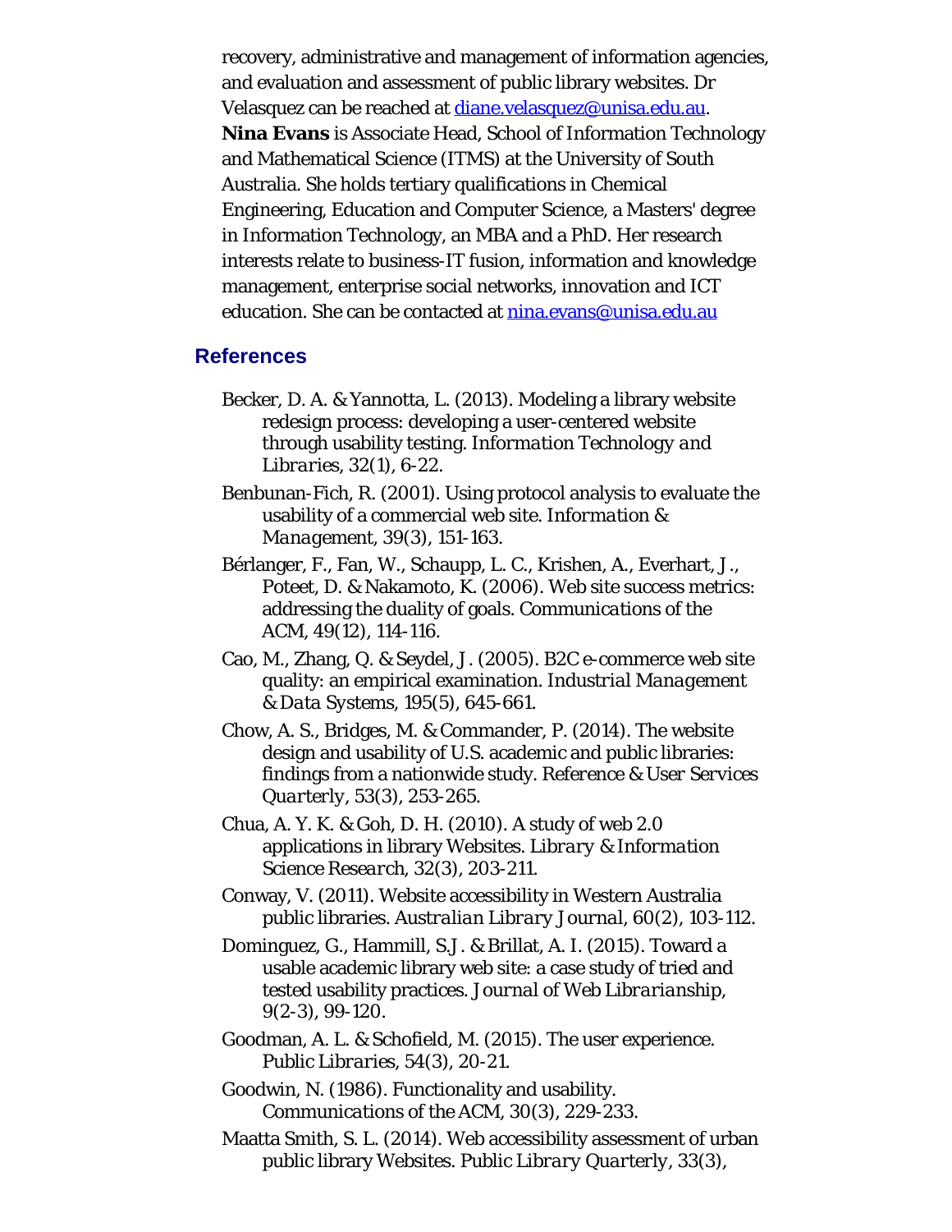recovery, administrative and management of information agencies, and evaluation and assessment of public library websites. Dr Velasquez can be reached at diane.velasquez@unisa.edu.au.

**Nina Evans** is Associate Head, School of Information Technology and Mathematical Science (ITMS) at the University of South Australia. She holds tertiary qualifications in Chemical Engineering, Education and Computer Science, a Masters' degree in Information Technology, an MBA and a PhD. Her research interests relate to business-IT fusion, information and knowledge management, enterprise social networks, innovation and ICT education. She can be contacted at nina.evans@unisa.edu.au

## References

Becker, D. A. & Yannotta, L. (2013). Modeling a library website redesign process: developing a user-centered website through usability testing. *Information Technology and Libraries*, 32(1), 6-22.

Benbunan-Fich, R. (2001). Using protocol analysis to evaluate the usability of a commercial web site. *Information & Management*, 39(3), 151-163.

Bérlanger, F., Fan, W., Schaupp, L. C., Krishen, A., Everhart, J., Poteet, D. & Nakamoto, K. (2006). Web site success metrics: addressing the duality of goals. *Communications of the ACM*, 49(12), 114-116.

Cao, M., Zhang, Q. & Seydel, J. (2005). B2C e-commerce web site quality: an empirical examination. *Industrial Management & Data Systems*, 195(5), 645-661.

Chow, A. S., Bridges, M. & Commander, P. (2014). The website design and usability of U.S. academic and public libraries: findings from a nationwide study. *Reference & User Services Quarterly*, 53(3), 253-265.

Chua, A. Y. K. & Goh, D. H. (2010). A study of web 2.0 applications in library Websites. *Library & Information Science Research*, 32(3), 203-211.

Conway, V. (2011). Website accessibility in Western Australia public libraries. *Australian Library Journal*, 60(2), 103-112.

Dominguez, G., Hammill, S.J. & Brillat, A. I. (2015). Toward a usable academic library web site: a case study of tried and tested usability practices. *Journal of Web Librarianship*, 9(2-3), 99-120.

Goodman, A. L. & Schofield, M. (2015). The user experience. *Public Libraries*, 54(3), 20-21.

Goodwin, N. (1986). Functionality and usability. *Communications of the ACM*, 30(3), 229-233.

Maatta Smith, S. L. (2014). Web accessibility assessment of urban public library Websites. *Public Library Quarterly*, 33(3),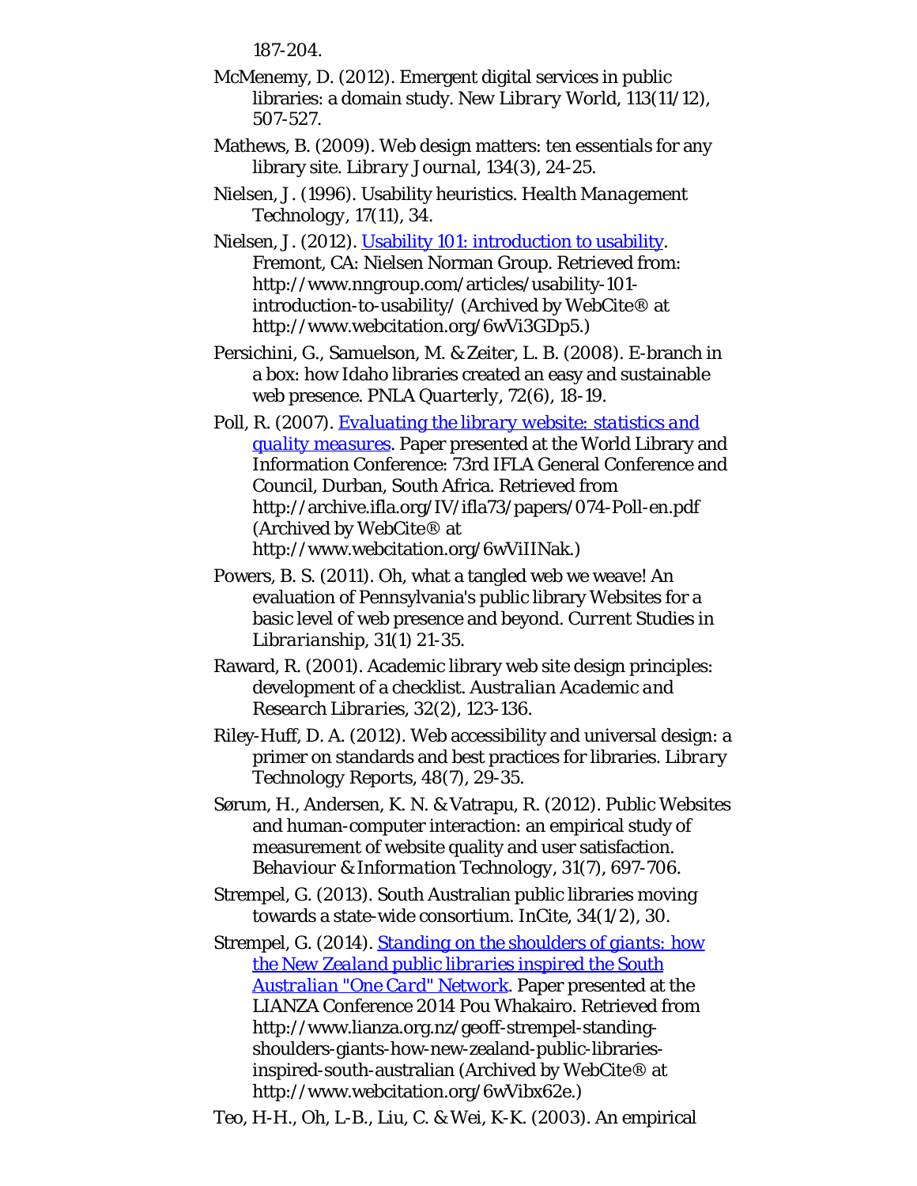187-204.

McMenemy, D. (2012). Emergent digital services in public libraries: a domain study. *New Library World*, 113(11/12), 507-527.

Mathews, B. (2009). Web design matters: ten essentials for any library site. *Library Journal*, 134(3), 24-25.

Nielsen, J. (1996). Usability heuristics. *Health Management Technology*, 17(11), 34.

Nielsen, J. (2012). [Usability 101: introduction to usability](http://www.nngroup.com/articles/usability-101-introduction-to-usability/). Fremont, CA: Nielsen Norman Group. Retrieved from: http://www.nngroup.com/articles/usability-101-introduction-to-usability/ (Archived by WebCite® at http://www.webcitation.org/6wVi3GDp5.)

Persichini, G., Samuelson, M. & Zeiter, L. B. (2008). E-branch in a box: how Idaho libraries created an easy and sustainable web presence. *PNLA Quarterly*, 72(6), 18-19.

Poll, R. (2007). *[Evaluating the library website: statistics and quality measures](http://archive.ifla.org/IV/ifla73/papers/074-Poll-en.pdf)*. Paper presented at the World Library and Information Conference: 73rd IFLA General Conference and Council, Durban, South Africa. Retrieved from http://archive.ifla.org/IV/ifla73/papers/074-Poll-en.pdf (Archived by WebCite® at http://www.webcitation.org/6wViIINak.)

Powers, B. S. (2011). Oh, what a tangled web we weave! An evaluation of Pennsylvania's public library Websites for a basic level of web presence and beyond. *Current Studies in Librarianship*, 31(1) 21-35.

Raward, R. (2001). Academic library web site design principles: development of a checklist. *Australian Academic and Research Libraries*, 32(2), 123-136.

Riley-Huff, D. A. (2012). Web accessibility and universal design: a primer on standards and best practices for libraries. *Library Technology Reports*, 48(7), 29-35.

Sørum, H., Andersen, K. N. & Vatrapu, R. (2012). Public Websites and human-computer interaction: an empirical study of measurement of website quality and user satisfaction. *Behaviour & Information Technology*, 31(7), 697-706.

Strempel, G. (2013). South Australian public libraries moving towards a state-wide consortium. *InCite*, 34(1/2), 30.

Strempel, G. (2014). *[Standing on the shoulders of giants: how the New Zealand public libraries inspired the South Australian "One Card" Network](http://www.lianza.org.nz/geoff-strempel-standing-shoulders-giants-how-new-zealand-public-libraries-inspired-south-australian)*. Paper presented at the LIANZA Conference 2014 Pou Whakairo. Retrieved from http://www.lianza.org.nz/geoff-strempel-standing-shoulders-giants-how-new-zealand-public-libraries-inspired-south-australian (Archived by WebCite® at http://www.webcitation.org/6wVibx62e.)

Teo, H-H., Oh, L-B., Liu, C. & Wei, K-K. (2003). An empirical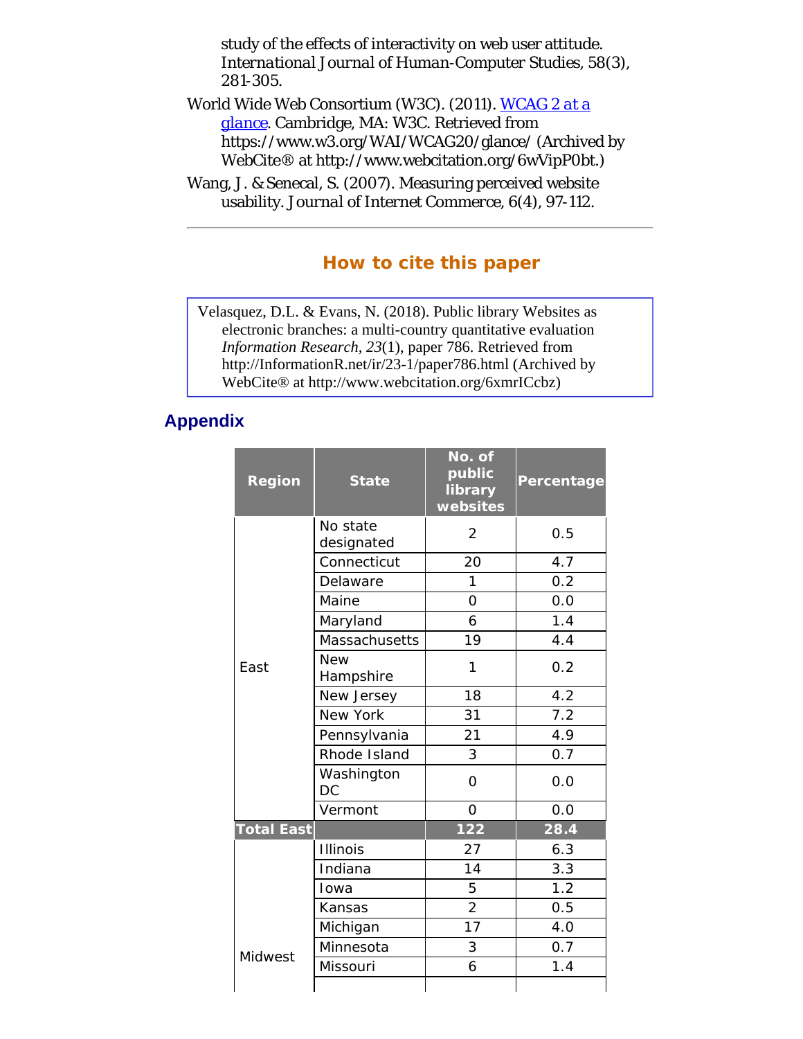study of the effects of interactivity on web user attitude. International Journal of Human-Computer Studies, 58(3), 281-305.

World Wide Web Consortium (W3C). (2011). [WCAG 2 at a glance](https://www.w3.org/WAI/WCAG20/glance/). Cambridge, MA: W3C. Retrieved from https://www.w3.org/WAI/WCAG20/glance/ (Archived by WebCite® at http://www.webcitation.org/6wVipP0bt.)

Wang, J. & Senecal, S. (2007). Measuring perceived website usability. Journal of Internet Commerce, 6(4), 97-112.

---

## How to cite this paper

Velasquez, D.L. & Evans, N. (2018). Public library Websites as electronic branches: a multi-country quantitative evaluation *Information Research*, *23*(1), paper 786. Retrieved from http://InformationR.net/ir/23-1/paper786.html (Archived by WebCite® at http://www.webcitation.org/6xmrICcbz)

## Appendix

| Region | State | No. of public library websites | Percentage |
|---|---|---|---|
| East | No state designated | 2 | 0.5 |
| | Connecticut | 20 | 4.7 |
| | Delaware | 1 | 0.2 |
| | Maine | 0 | 0.0 |
| | Maryland | 6 | 1.4 |
| | Massachusetts | 19 | 4.4 |
| | New Hampshire | 1 | 0.2 |
| | New Jersey | 18 | 4.2 |
| | New York | 31 | 7.2 |
| | Pennsylvania | 21 | 4.9 |
| | Rhode Island | 3 | 0.7 |
| | Washington DC | 0 | 0.0 |
| | Vermont | 0 | 0.0 |
| **Total East** | | **122** | **28.4** |
| Midwest | Illinois | 27 | 6.3 |
| | Indiana | 14 | 3.3 |
| | Iowa | 5 | 1.2 |
| | Kansas | 2 | 0.5 |
| | Michigan | 17 | 4.0 |
| | Minnesota | 3 | 0.7 |
| | Missouri | 6 | 1.4 |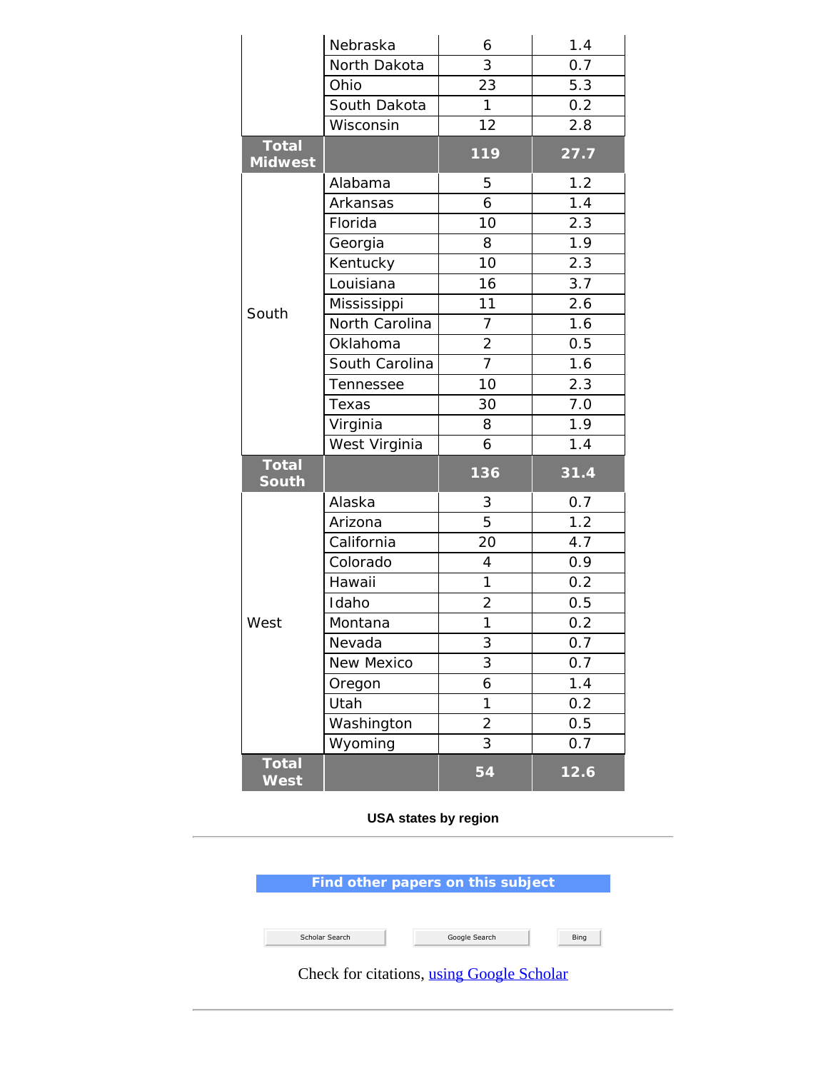| | | | |
|---|---|---|---|
| | Nebraska | 6 | 1.4 |
| | North Dakota | 3 | 0.7 |
| | Ohio | 23 | 5.3 |
| | South Dakota | 1 | 0.2 |
| | Wisconsin | 12 | 2.8 |
| **Total Midwest** | | **119** | **27.7** |
| South | Alabama | 5 | 1.2 |
| | Arkansas | 6 | 1.4 |
| | Florida | 10 | 2.3 |
| | Georgia | 8 | 1.9 |
| | Kentucky | 10 | 2.3 |
| | Louisiana | 16 | 3.7 |
| | Mississippi | 11 | 2.6 |
| | North Carolina | 7 | 1.6 |
| | Oklahoma | 2 | 0.5 |
| | South Carolina | 7 | 1.6 |
| | Tennessee | 10 | 2.3 |
| | Texas | 30 | 7.0 |
| | Virginia | 8 | 1.9 |
| | West Virginia | 6 | 1.4 |
| **Total South** | | **136** | **31.4** |
| West | Alaska | 3 | 0.7 |
| | Arizona | 5 | 1.2 |
| | California | 20 | 4.7 |
| | Colorado | 4 | 0.9 |
| | Hawaii | 1 | 0.2 |
| | Idaho | 2 | 0.5 |
| | Montana | 1 | 0.2 |
| | Nevada | 3 | 0.7 |
| | New Mexico | 3 | 0.7 |
| | Oregon | 6 | 1.4 |
| | Utah | 1 | 0.2 |
| | Washington | 2 | 0.5 |
| | Wyoming | 3 | 0.7 |
| **Total West** | | **54** | **12.6** |

**USA states by region**

---

**Find other papers on this subject**

Scholar Search | Google Search | Bing

Check for citations, using Google Scholar

---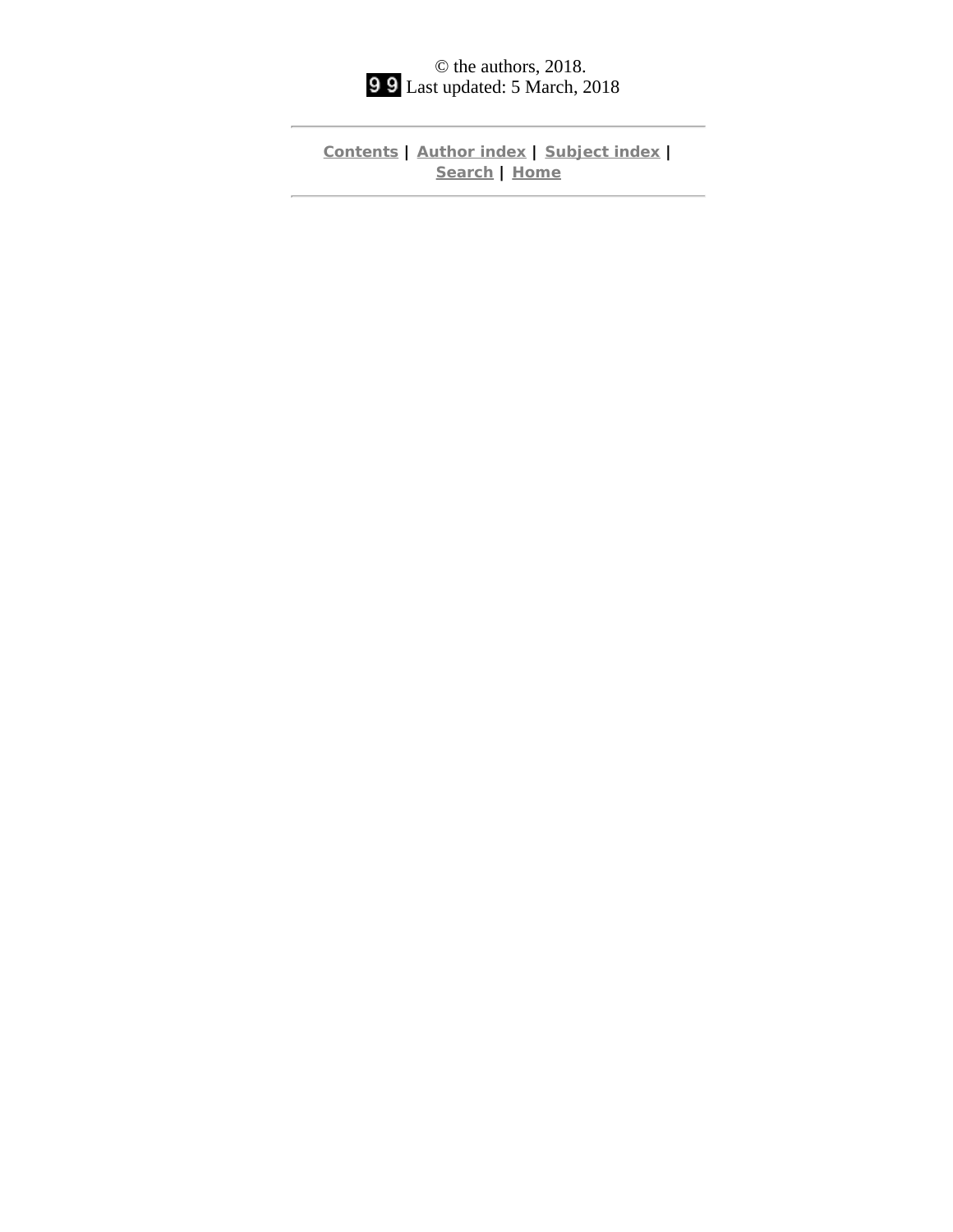© the authors, 2018.
9 9 Last updated: 5 March, 2018

---

**Contents** | **Author index** | **Subject index** | **Search** | **Home**

---